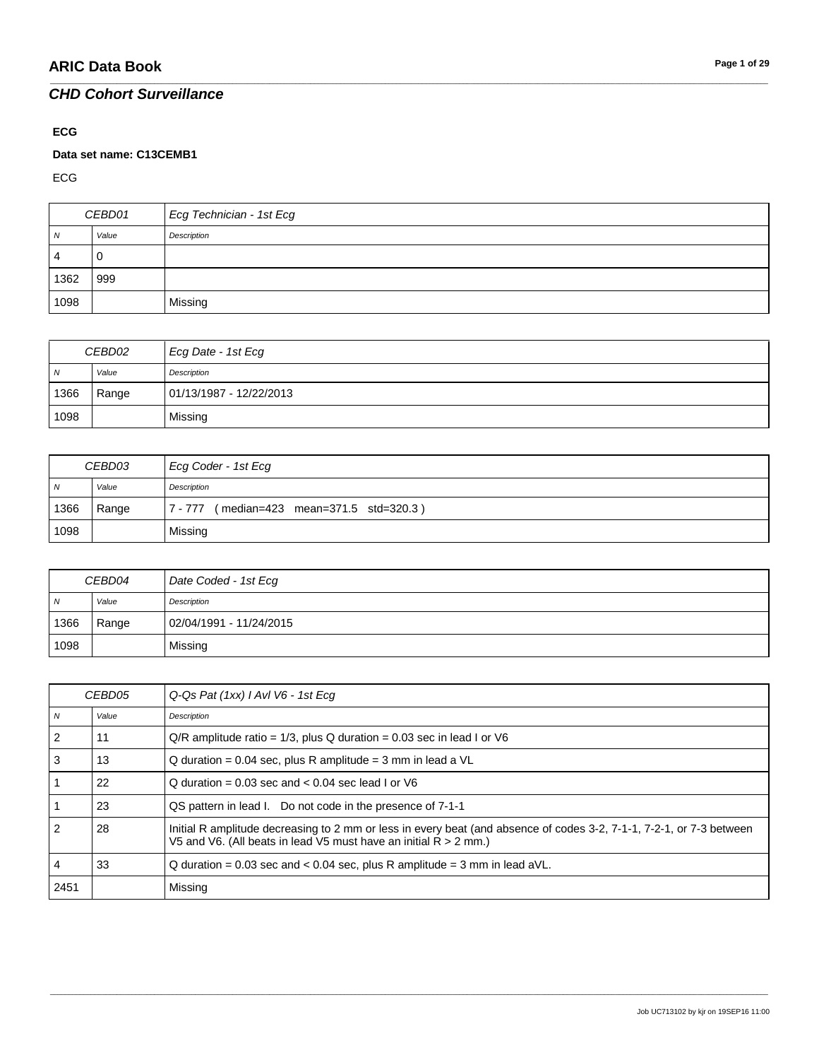# ARIC Data Book

## *CHD Cohort Surveillance*

**ECG**

**Data set name: C13CEMB1**

ECG

| CEBD01 | | *Ecg Technician - 1st Ecg* |
|---|---|---|
| *N* | *Value* | *Description* |
| 4 | 0 | |
| 1362 | 999 | |
| 1098 | | Missing |

| CEBD02 | | *Ecg Date - 1st Ecg* |
|---|---|---|
| *N* | *Value* | *Description* |
| 1366 | Range | 01/13/1987 - 12/22/2013 |
| 1098 | | Missing |

| CEBD03 | | *Ecg Coder - 1st Ecg* |
|---|---|---|
| *N* | *Value* | *Description* |
| 1366 | Range | 7 - 777 ( median=423 mean=371.5 std=320.3 ) |
| 1098 | | Missing |

| CEBD04 | | *Date Coded - 1st Ecg* |
|---|---|---|
| *N* | *Value* | *Description* |
| 1366 | Range | 02/04/1991 - 11/24/2015 |
| 1098 | | Missing |

| CEBD05 | | *Q-Qs Pat (1xx) I Avl V6 - 1st Ecg* |
|---|---|---|
| *N* | *Value* | *Description* |
| 2 | 11 | Q/R amplitude ratio = 1/3, plus Q duration = 0.03 sec in lead I or V6 |
| 3 | 13 | Q duration = 0.04 sec, plus R amplitude = 3 mm in lead a VL |
| 1 | 22 | Q duration = 0.03 sec and < 0.04 sec lead I or V6 |
| 1 | 23 | QS pattern in lead I. Do not code in the presence of 7-1-1 |
| 2 | 28 | Initial R amplitude decreasing to 2 mm or less in every beat (and absence of codes 3-2, 7-1-1, 7-2-1, or 7-3 between V5 and V6. (All beats in lead V5 must have an initial R > 2 mm.) |
| 4 | 33 | Q duration = 0.03 sec and < 0.04 sec, plus R amplitude = 3 mm in lead aVL. |
| 2451 | | Missing |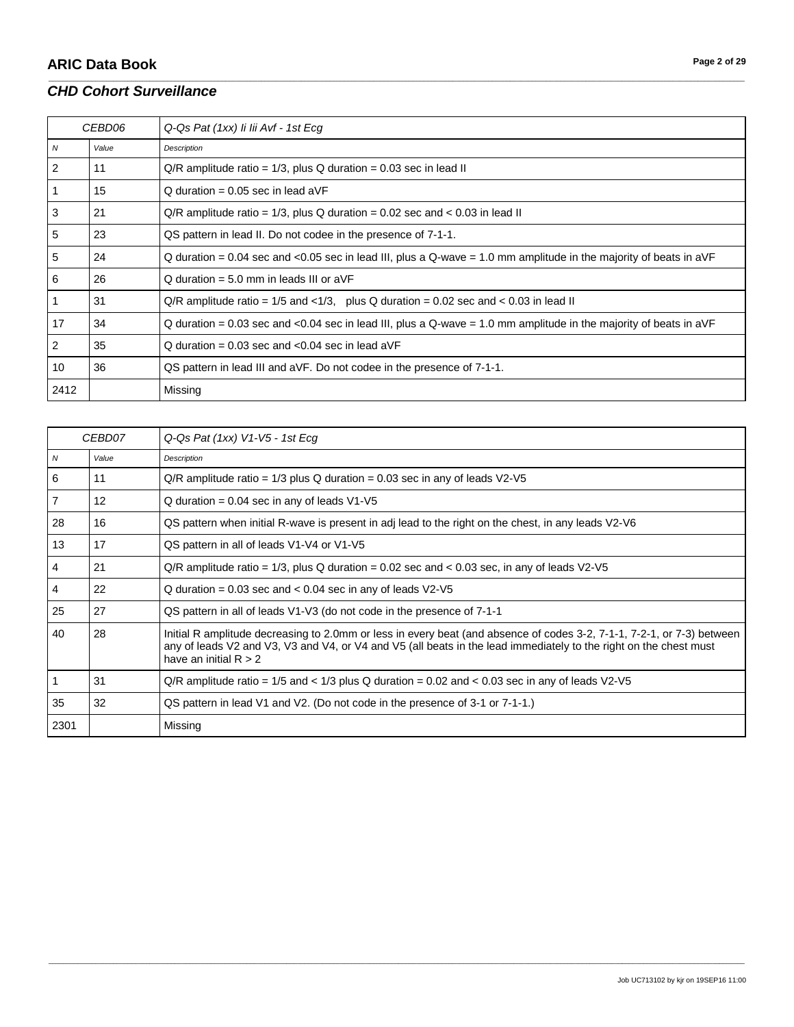| CEBD06 | | Q-Qs Pat (1xx) Ii Iii Avf - 1st Ecg |
|---|---|---|
| *N* | *Value* | *Description* |
| 2 | 11 | Q/R amplitude ratio = 1/3, plus Q duration = 0.03 sec in lead II |
| 1 | 15 | Q duration = 0.05 sec in lead aVF |
| 3 | 21 | Q/R amplitude ratio = 1/3, plus Q duration = 0.02 sec and < 0.03 in lead II |
| 5 | 23 | QS pattern in lead II. Do not codee in the presence of 7-1-1. |
| 5 | 24 | Q duration = 0.04 sec and <0.05 sec in lead III, plus a Q-wave = 1.0 mm amplitude in the majority of beats in aVF |
| 6 | 26 | Q duration = 5.0 mm in leads III or aVF |
| 1 | 31 | Q/R amplitude ratio = 1/5 and <1/3, plus Q duration = 0.02 sec and < 0.03 in lead II |
| 17 | 34 | Q duration = 0.03 sec and <0.04 sec in lead III, plus a Q-wave = 1.0 mm amplitude in the majority of beats in aVF |
| 2 | 35 | Q duration = 0.03 sec and <0.04 sec in lead aVF |
| 10 | 36 | QS pattern in lead III and aVF. Do not codee in the presence of 7-1-1. |
| 2412 | | Missing |

| CEBD07 | | Q-Qs Pat (1xx) V1-V5 - 1st Ecg |
|---|---|---|
| *N* | *Value* | *Description* |
| 6 | 11 | Q/R amplitude ratio = 1/3 plus Q duration = 0.03 sec in any of leads V2-V5 |
| 7 | 12 | Q duration = 0.04 sec in any of leads V1-V5 |
| 28 | 16 | QS pattern when initial R-wave is present in adj lead to the right on the chest, in any leads V2-V6 |
| 13 | 17 | QS pattern in all of leads V1-V4 or V1-V5 |
| 4 | 21 | Q/R amplitude ratio = 1/3, plus Q duration = 0.02 sec and < 0.03 sec, in any of leads V2-V5 |
| 4 | 22 | Q duration = 0.03 sec and < 0.04 sec in any of leads V2-V5 |
| 25 | 27 | QS pattern in all of leads V1-V3 (do not code in the presence of 7-1-1 |
| 40 | 28 | Initial R amplitude decreasing to 2.0mm or less in every beat (and absence of codes 3-2, 7-1-1, 7-2-1, or 7-3) between any of leads V2 and V3, V3 and V4, or V4 and V5 (all beats in the lead immediately to the right on the chest must have an initial R > 2 |
| 1 | 31 | Q/R amplitude ratio = 1/5 and < 1/3 plus Q duration = 0.02 and < 0.03 sec in any of leads V2-V5 |
| 35 | 32 | QS pattern in lead V1 and V2. (Do not code in the presence of 3-1 or 7-1-1.) |
| 2301 | | Missing |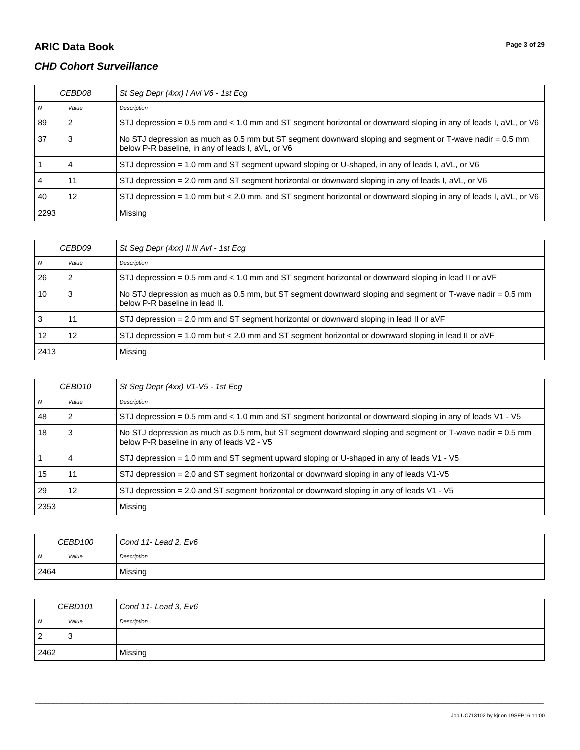| CEBD08 | | St Seg Depr (4xx) I Avl V6 - 1st Ecg |
|---|---|---|
| *N* | *Value* | *Description* |
| 89 | 2 | STJ depression = 0.5 mm and < 1.0 mm and ST segment horizontal or downward sloping in any of leads I, aVL, or V6 |
| 37 | 3 | No STJ depression as much as 0.5 mm but ST segment downward sloping and segment or T-wave nadir = 0.5 mm below P-R baseline, in any of leads I, aVL, or V6 |
| 1 | 4 | STJ depression = 1.0 mm and ST segment upward sloping or U-shaped, in any of leads I, aVL, or V6 |
| 4 | 11 | STJ depression = 2.0 mm and ST segment horizontal or downward sloping in any of leads I, aVL, or V6 |
| 40 | 12 | STJ depression = 1.0 mm but < 2.0 mm, and ST segment horizontal or downward sloping in any of leads I, aVL, or V6 |
| 2293 | | Missing |

| CEBD09 | | St Seg Depr (4xx) Ii Iii Avf - 1st Ecg |
|---|---|---|
| *N* | *Value* | *Description* |
| 26 | 2 | STJ depression = 0.5 mm and < 1.0 mm and ST segment horizontal or downward sloping in lead II or aVF |
| 10 | 3 | No STJ depression as much as 0.5 mm, but ST segment downward sloping and segment or T-wave nadir = 0.5 mm below P-R baseline in lead II. |
| 3 | 11 | STJ depression = 2.0 mm and ST segment horizontal or downward sloping in lead II or aVF |
| 12 | 12 | STJ depression = 1.0 mm but < 2.0 mm and ST segment horizontal or downward sloping in lead II or aVF |
| 2413 | | Missing |

| CEBD10 | | St Seg Depr (4xx) V1-V5 - 1st Ecg |
|---|---|---|
| *N* | *Value* | *Description* |
| 48 | 2 | STJ depression = 0.5 mm and < 1.0 mm and ST segment horizontal or downward sloping in any of leads V1 - V5 |
| 18 | 3 | No STJ depression as much as 0.5 mm, but ST segment downward sloping and segment or T-wave nadir = 0.5 mm below P-R baseline in any of leads V2 - V5 |
| 1 | 4 | STJ depression = 1.0 mm and ST segment upward sloping or U-shaped in any of leads V1 - V5 |
| 15 | 11 | STJ depression = 2.0 and ST segment horizontal or downward sloping in any of leads V1-V5 |
| 29 | 12 | STJ depression = 2.0 and ST segment horizontal or downward sloping in any of leads V1 - V5 |
| 2353 | | Missing |

| CEBD100 | | Cond 11- Lead 2, Ev6 |
|---|---|---|
| *N* | *Value* | *Description* |
| 2464 | | Missing |

| CEBD101 | | Cond 11- Lead 3, Ev6 |
|---|---|---|
| *N* | *Value* | *Description* |
| 2 | 3 | |
| 2462 | | Missing |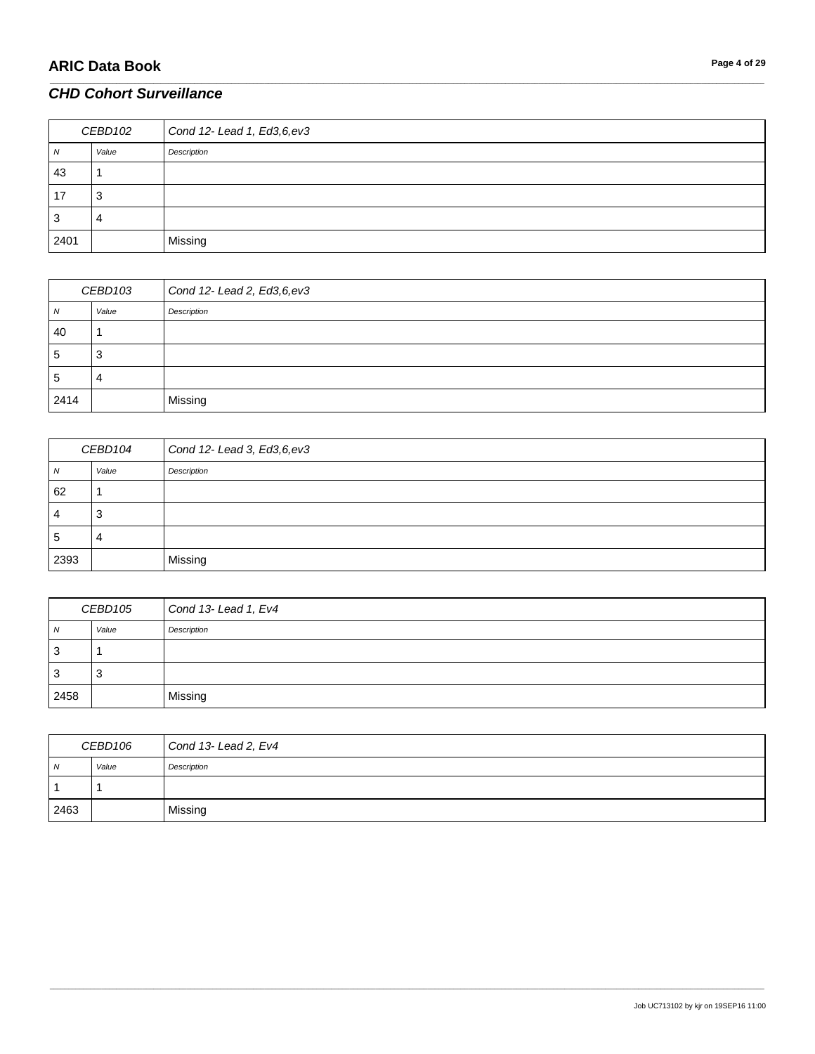## CHD Cohort Surveillance

| CEBD102 | | Cond 12- Lead 1, Ed3,6,ev3 |
|---|---|---|
| *N* | *Value* | *Description* |
| 43 | 1 | |
| 17 | 3 | |
| 3 | 4 | |
| 2401 | | Missing |

| CEBD103 | | Cond 12- Lead 2, Ed3,6,ev3 |
|---|---|---|
| *N* | *Value* | *Description* |
| 40 | 1 | |
| 5 | 3 | |
| 5 | 4 | |
| 2414 | | Missing |

| CEBD104 | | Cond 12- Lead 3, Ed3,6,ev3 |
|---|---|---|
| *N* | *Value* | *Description* |
| 62 | 1 | |
| 4 | 3 | |
| 5 | 4 | |
| 2393 | | Missing |

| CEBD105 | | Cond 13- Lead 1, Ev4 |
|---|---|---|
| *N* | *Value* | *Description* |
| 3 | 1 | |
| 3 | 3 | |
| 2458 | | Missing |

| CEBD106 | | Cond 13- Lead 2, Ev4 |
|---|---|---|
| *N* | *Value* | *Description* |
| 1 | 1 | |
| 2463 | | Missing |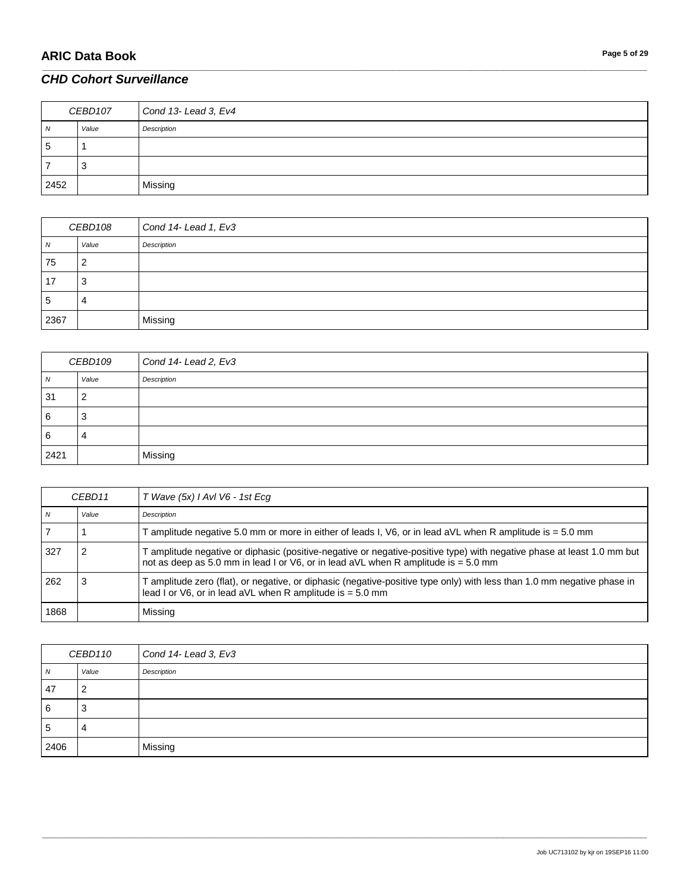| CEBD107 | | Cond 13- Lead 3, Ev4 |
|---|---|---|
| *N* | *Value* | *Description* |
| 5 | 1 | |
| 7 | 3 | |
| 2452 | | Missing |

| CEBD108 | | Cond 14- Lead 1, Ev3 |
|---|---|---|
| *N* | *Value* | *Description* |
| 75 | 2 | |
| 17 | 3 | |
| 5 | 4 | |
| 2367 | | Missing |

| CEBD109 | | Cond 14- Lead 2, Ev3 |
|---|---|---|
| *N* | *Value* | *Description* |
| 31 | 2 | |
| 6 | 3 | |
| 6 | 4 | |
| 2421 | | Missing |

| CEBD11 | | T Wave (5x) I Avl V6 - 1st Ecg |
|---|---|---|
| *N* | *Value* | *Description* |
| 7 | 1 | T amplitude negative 5.0 mm or more in either of leads I, V6, or in lead aVL when R amplitude is = 5.0 mm |
| 327 | 2 | T amplitude negative or diphasic (positive-negative or negative-positive type) with negative phase at least 1.0 mm but not as deep as 5.0 mm in lead I or V6, or in lead aVL when R amplitude is = 5.0 mm |
| 262 | 3 | T amplitude zero (flat), or negative, or diphasic (negative-positive type only) with less than 1.0 mm negative phase in lead I or V6, or in lead aVL when R amplitude is = 5.0 mm |
| 1868 | | Missing |

| CEBD110 | | Cond 14- Lead 3, Ev3 |
|---|---|---|
| *N* | *Value* | *Description* |
| 47 | 2 | |
| 6 | 3 | |
| 5 | 4 | |
| 2406 | | Missing |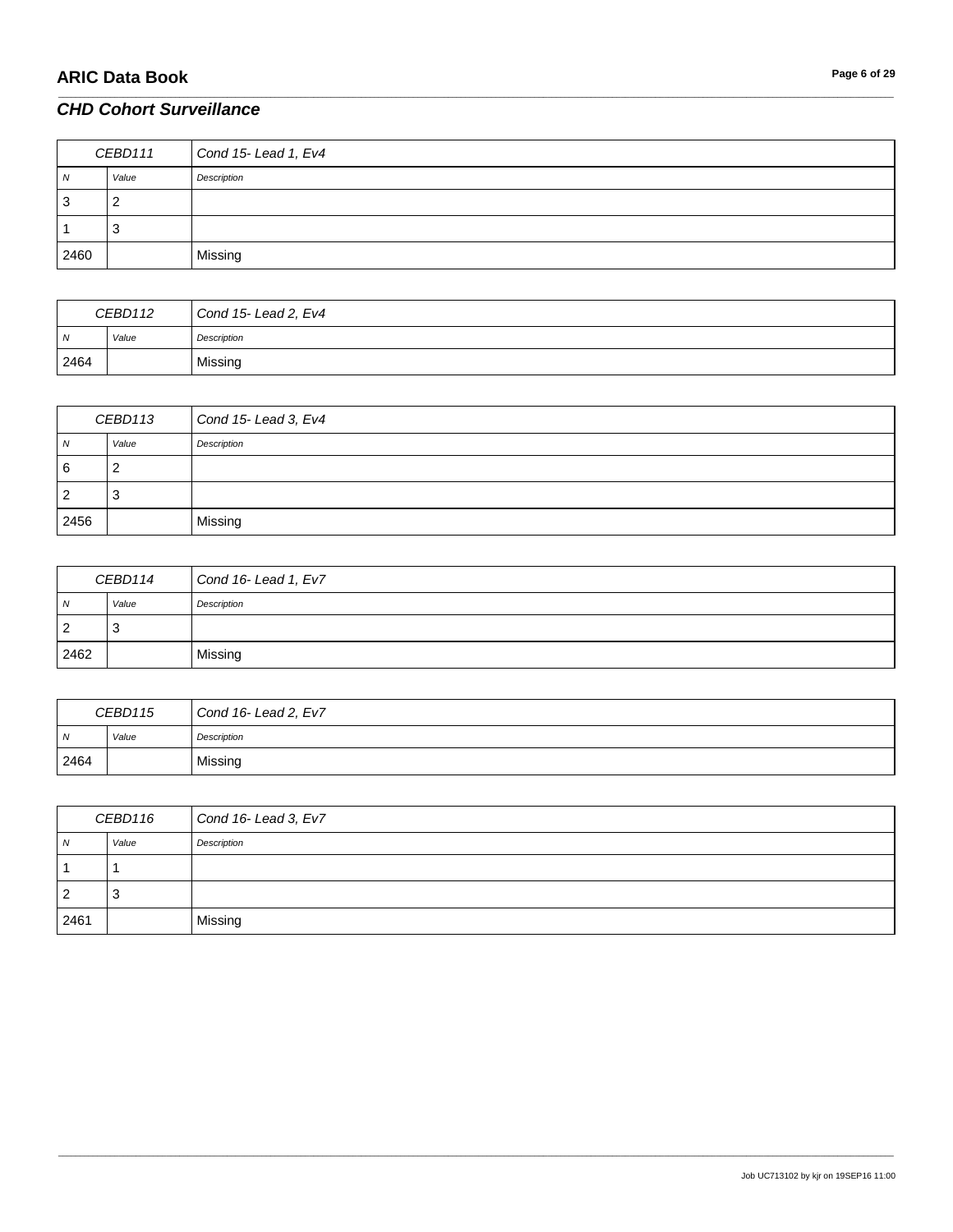## CHD Cohort Surveillance

| CEBD111 | | Cond 15- Lead 1, Ev4 |
|---|---|---|
| N | Value | Description |
| 3 | 2 | |
| 1 | 3 | |
| 2460 | | Missing |

| CEBD112 | | Cond 15- Lead 2, Ev4 |
|---|---|---|
| N | Value | Description |
| 2464 | | Missing |

| CEBD113 | | Cond 15- Lead 3, Ev4 |
|---|---|---|
| N | Value | Description |
| 6 | 2 | |
| 2 | 3 | |
| 2456 | | Missing |

| CEBD114 | | Cond 16- Lead 1, Ev7 |
|---|---|---|
| N | Value | Description |
| 2 | 3 | |
| 2462 | | Missing |

| CEBD115 | | Cond 16- Lead 2, Ev7 |
|---|---|---|
| N | Value | Description |
| 2464 | | Missing |

| CEBD116 | | Cond 16- Lead 3, Ev7 |
|---|---|---|
| N | Value | Description |
| 1 | 1 | |
| 2 | 3 | |
| 2461 | | Missing |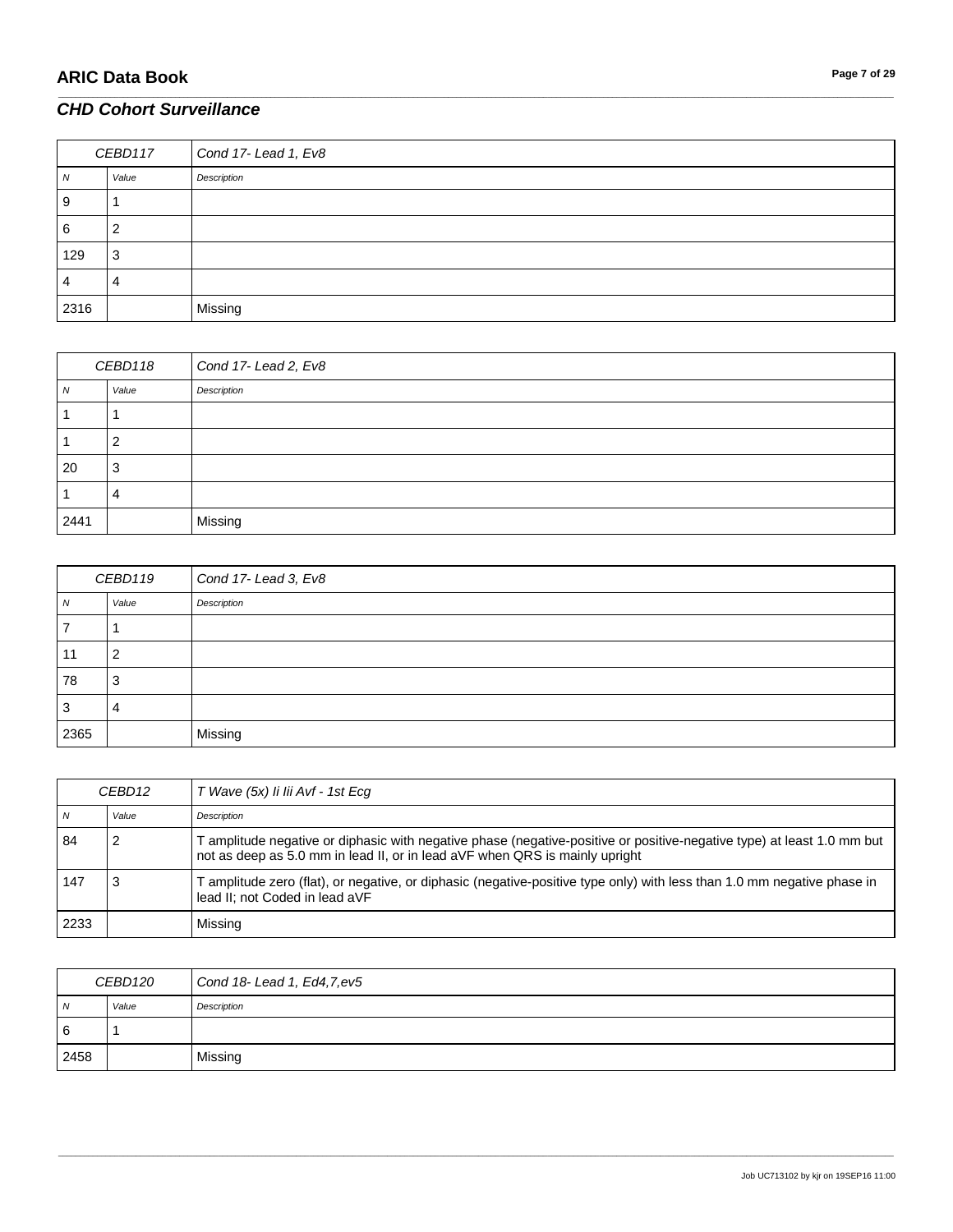| CEBD117 | | Cond 17- Lead 1, Ev8 |
|---|---|---|
| *N* | *Value* | *Description* |
| 9 | 1 | |
| 6 | 2 | |
| 129 | 3 | |
| 4 | 4 | |
| 2316 | | Missing |

| CEBD118 | | Cond 17- Lead 2, Ev8 |
|---|---|---|
| *N* | *Value* | *Description* |
| 1 | 1 | |
| 1 | 2 | |
| 20 | 3 | |
| 1 | 4 | |
| 2441 | | Missing |

| CEBD119 | | Cond 17- Lead 3, Ev8 |
|---|---|---|
| *N* | *Value* | *Description* |
| 7 | 1 | |
| 11 | 2 | |
| 78 | 3 | |
| 3 | 4 | |
| 2365 | | Missing |

| CEBD12 | | T Wave (5x) Ii Iii Avf - 1st Ecg |
|---|---|---|
| *N* | *Value* | *Description* |
| 84 | 2 | T amplitude negative or diphasic with negative phase (negative-positive or positive-negative type) at least 1.0 mm but not as deep as 5.0 mm in lead II, or in lead aVF when QRS is mainly upright |
| 147 | 3 | T amplitude zero (flat), or negative, or diphasic (negative-positive type only) with less than 1.0 mm negative phase in lead II; not Coded in lead aVF |
| 2233 | | Missing |

| CEBD120 | | Cond 18- Lead 1, Ed4,7,ev5 |
|---|---|---|
| *N* | *Value* | *Description* |
| 6 | 1 | |
| 2458 | | Missing |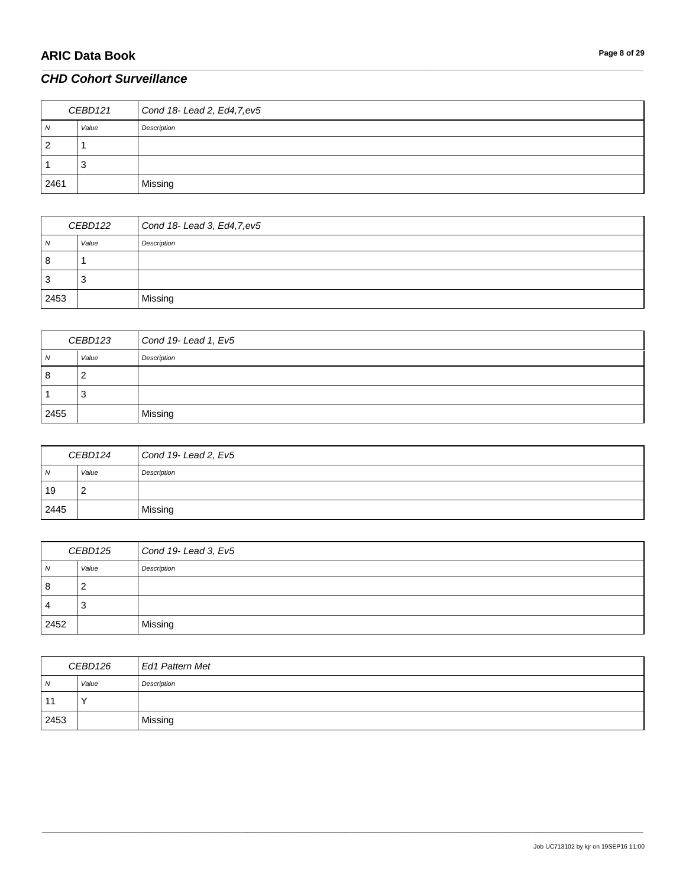## ARIC Data Book

### *CHD Cohort Surveillance*

| CEBD121 | | Cond 18- Lead 2, Ed4,7,ev5 |
|---|---|---|
| *N* | *Value* | *Description* |
| 2 | 1 | |
| 1 | 3 | |
| 2461 | | Missing |

| CEBD122 | | Cond 18- Lead 3, Ed4,7,ev5 |
|---|---|---|
| *N* | *Value* | *Description* |
| 8 | 1 | |
| 3 | 3 | |
| 2453 | | Missing |

| CEBD123 | | Cond 19- Lead 1, Ev5 |
|---|---|---|
| *N* | *Value* | *Description* |
| 8 | 2 | |
| 1 | 3 | |
| 2455 | | Missing |

| CEBD124 | | Cond 19- Lead 2, Ev5 |
|---|---|---|
| *N* | *Value* | *Description* |
| 19 | 2 | |
| 2445 | | Missing |

| CEBD125 | | Cond 19- Lead 3, Ev5 |
|---|---|---|
| *N* | *Value* | *Description* |
| 8 | 2 | |
| 4 | 3 | |
| 2452 | | Missing |

| CEBD126 | | Ed1 Pattern Met |
|---|---|---|
| *N* | *Value* | *Description* |
| 11 | Y | |
| 2453 | | Missing |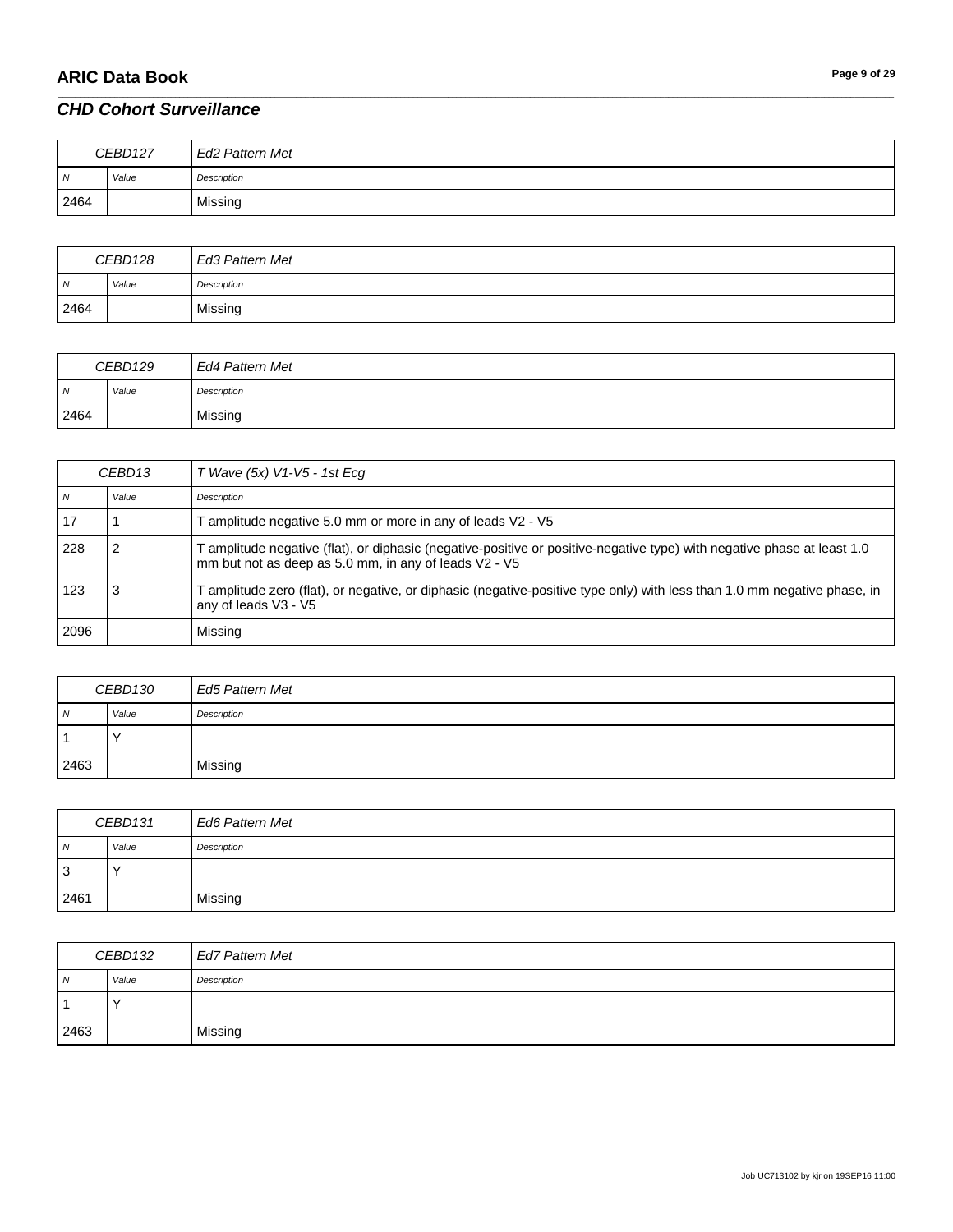| CEBD127 | | Ed2 Pattern Met |
|---|---|---|
| N | Value | Description |
| 2464 | | Missing |

| CEBD128 | | Ed3 Pattern Met |
|---|---|---|
| N | Value | Description |
| 2464 | | Missing |

| CEBD129 | | Ed4 Pattern Met |
|---|---|---|
| N | Value | Description |
| 2464 | | Missing |

| CEBD13 | | T Wave (5x) V1-V5 - 1st Ecg |
|---|---|---|
| N | Value | Description |
| 17 | 1 | T amplitude negative 5.0 mm or more in any of leads V2 - V5 |
| 228 | 2 | T amplitude negative (flat), or diphasic (negative-positive or positive-negative type) with negative phase at least 1.0 mm but not as deep as 5.0 mm, in any of leads V2 - V5 |
| 123 | 3 | T amplitude zero (flat), or negative, or diphasic (negative-positive type only) with less than 1.0 mm negative phase, in any of leads V3 - V5 |
| 2096 | | Missing |

| CEBD130 | | Ed5 Pattern Met |
|---|---|---|
| N | Value | Description |
| 1 | Y | |
| 2463 | | Missing |

| CEBD131 | | Ed6 Pattern Met |
|---|---|---|
| N | Value | Description |
| 3 | Y | |
| 2461 | | Missing |

| CEBD132 | | Ed7 Pattern Met |
|---|---|---|
| N | Value | Description |
| 1 | Y | |
| 2463 | | Missing |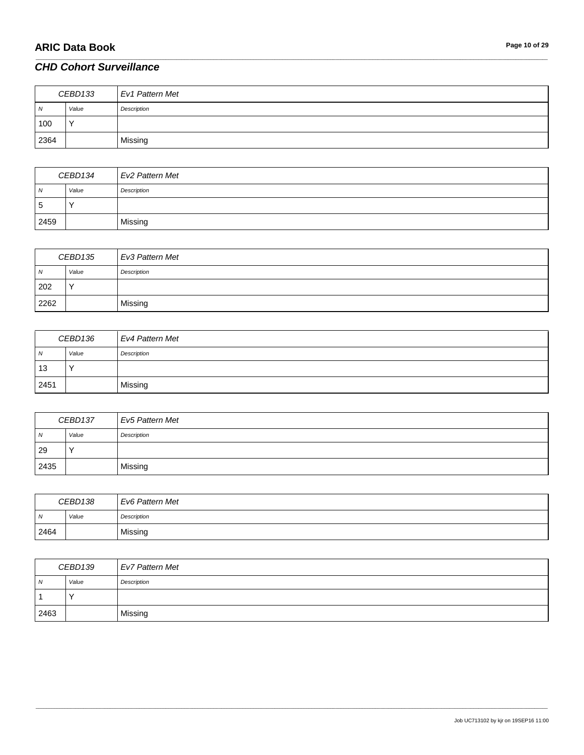## *CHD Cohort Surveillance*

| CEBD133 | | Ev1 Pattern Met |
|---|---|---|
| *N* | *Value* | *Description* |
| 100 | Y | |
| 2364 | | Missing |

| CEBD134 | | Ev2 Pattern Met |
|---|---|---|
| *N* | *Value* | *Description* |
| 5 | Y | |
| 2459 | | Missing |

| CEBD135 | | Ev3 Pattern Met |
|---|---|---|
| *N* | *Value* | *Description* |
| 202 | Y | |
| 2262 | | Missing |

| CEBD136 | | Ev4 Pattern Met |
|---|---|---|
| *N* | *Value* | *Description* |
| 13 | Y | |
| 2451 | | Missing |

| CEBD137 | | Ev5 Pattern Met |
|---|---|---|
| *N* | *Value* | *Description* |
| 29 | Y | |
| 2435 | | Missing |

| CEBD138 | | Ev6 Pattern Met |
|---|---|---|
| *N* | *Value* | *Description* |
| 2464 | | Missing |

| CEBD139 | | Ev7 Pattern Met |
|---|---|---|
| *N* | *Value* | *Description* |
| 1 | Y | |
| 2463 | | Missing |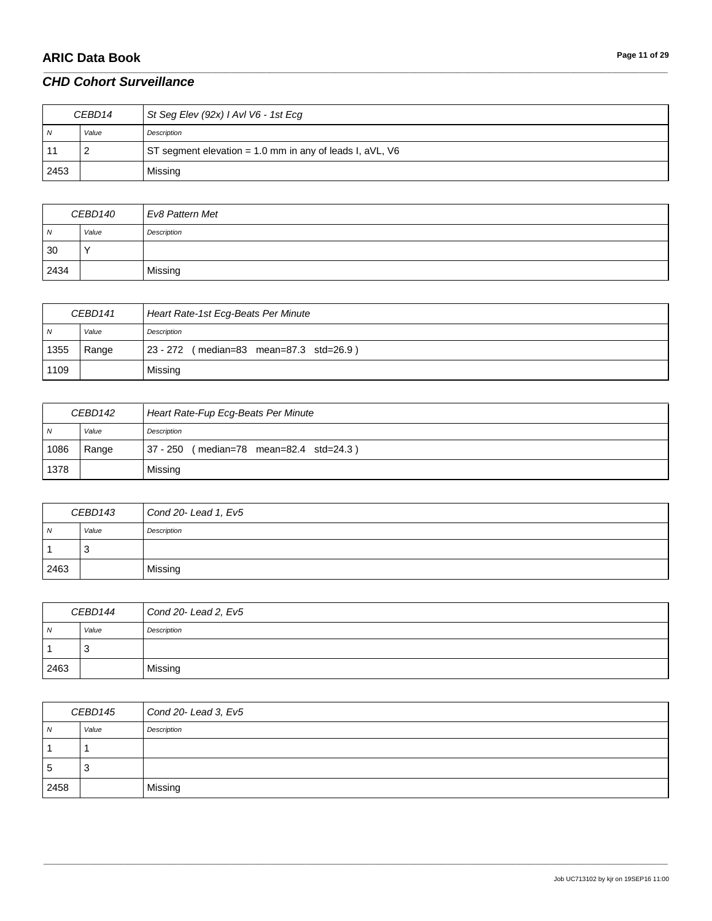## *CHD Cohort Surveillance*

| CEBD14 | | *St Seg Elev (92x) I Avl V6 - 1st Ecg* |
|---|---|---|
| *N* | *Value* | *Description* |
| 11 | 2 | ST segment elevation = 1.0 mm in any of leads I, aVL, V6 |
| 2453 | | Missing |

| CEBD140 | | *Ev8 Pattern Met* |
|---|---|---|
| *N* | *Value* | *Description* |
| 30 | Y | |
| 2434 | | Missing |

| CEBD141 | | *Heart Rate-1st Ecg-Beats Per Minute* |
|---|---|---|
| *N* | *Value* | *Description* |
| 1355 | Range | 23 - 272 ( median=83 mean=87.3 std=26.9 ) |
| 1109 | | Missing |

| CEBD142 | | *Heart Rate-Fup Ecg-Beats Per Minute* |
|---|---|---|
| *N* | *Value* | *Description* |
| 1086 | Range | 37 - 250 ( median=78 mean=82.4 std=24.3 ) |
| 1378 | | Missing |

| CEBD143 | | *Cond 20- Lead 1, Ev5* |
|---|---|---|
| *N* | *Value* | *Description* |
| 1 | 3 | |
| 2463 | | Missing |

| CEBD144 | | *Cond 20- Lead 2, Ev5* |
|---|---|---|
| *N* | *Value* | *Description* |
| 1 | 3 | |
| 2463 | | Missing |

| CEBD145 | | *Cond 20- Lead 3, Ev5* |
|---|---|---|
| *N* | *Value* | *Description* |
| 1 | 1 | |
| 5 | 3 | |
| 2458 | | Missing |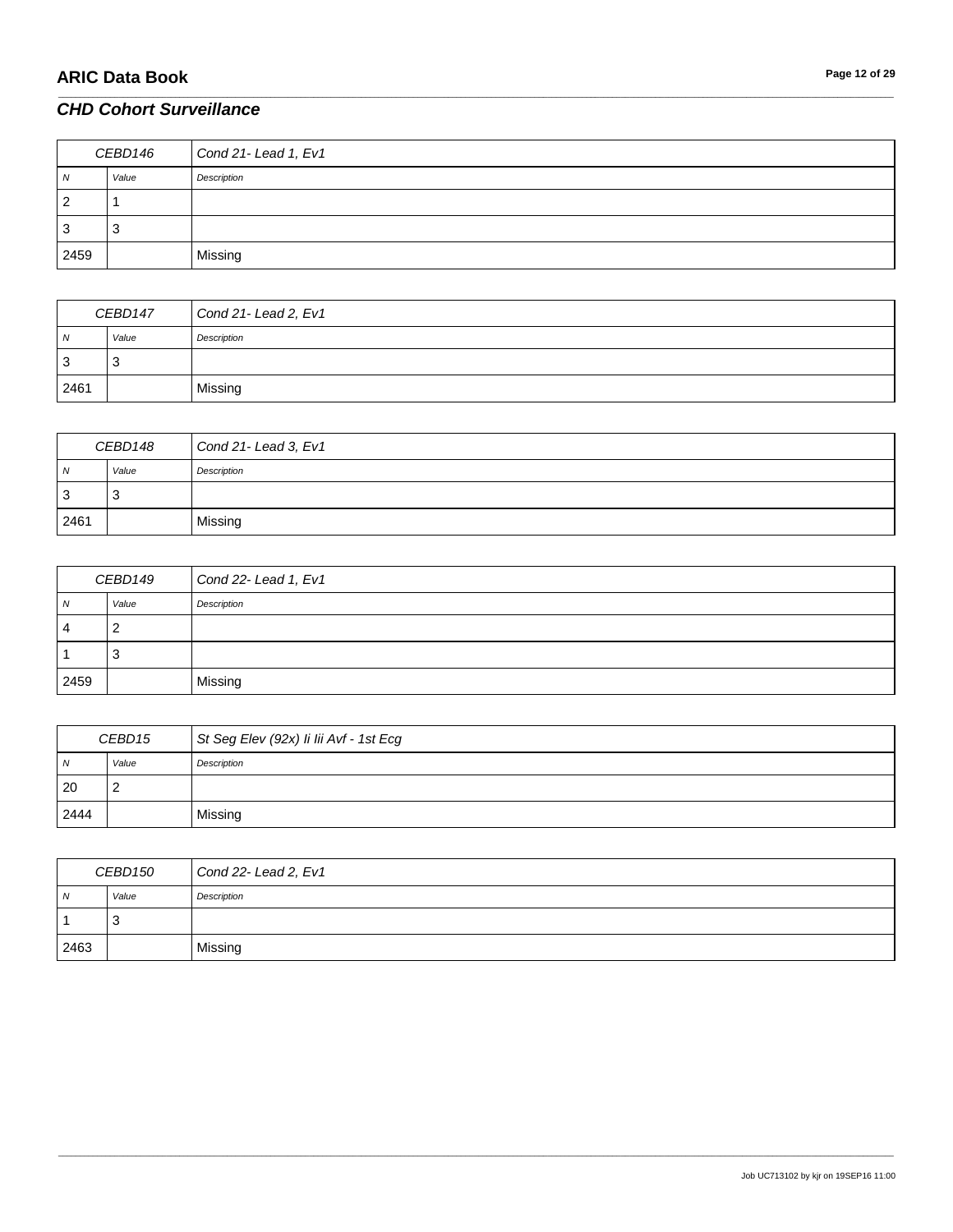## *CHD Cohort Surveillance*

| CEBD146 | | Cond 21- Lead 1, Ev1 |
|---|---|---|
| *N* | *Value* | *Description* |
| 2 | 1 | |
| 3 | 3 | |
| 2459 | | Missing |

| CEBD147 | | Cond 21- Lead 2, Ev1 |
|---|---|---|
| *N* | *Value* | *Description* |
| 3 | 3 | |
| 2461 | | Missing |

| CEBD148 | | Cond 21- Lead 3, Ev1 |
|---|---|---|
| *N* | *Value* | *Description* |
| 3 | 3 | |
| 2461 | | Missing |

| CEBD149 | | Cond 22- Lead 1, Ev1 |
|---|---|---|
| *N* | *Value* | *Description* |
| 4 | 2 | |
| 1 | 3 | |
| 2459 | | Missing |

| CEBD15 | | St Seg Elev (92x) Ii Iii Avf - 1st Ecg |
|---|---|---|
| *N* | *Value* | *Description* |
| 20 | 2 | |
| 2444 | | Missing |

| CEBD150 | | Cond 22- Lead 2, Ev1 |
|---|---|---|
| *N* | *Value* | *Description* |
| 1 | 3 | |
| 2463 | | Missing |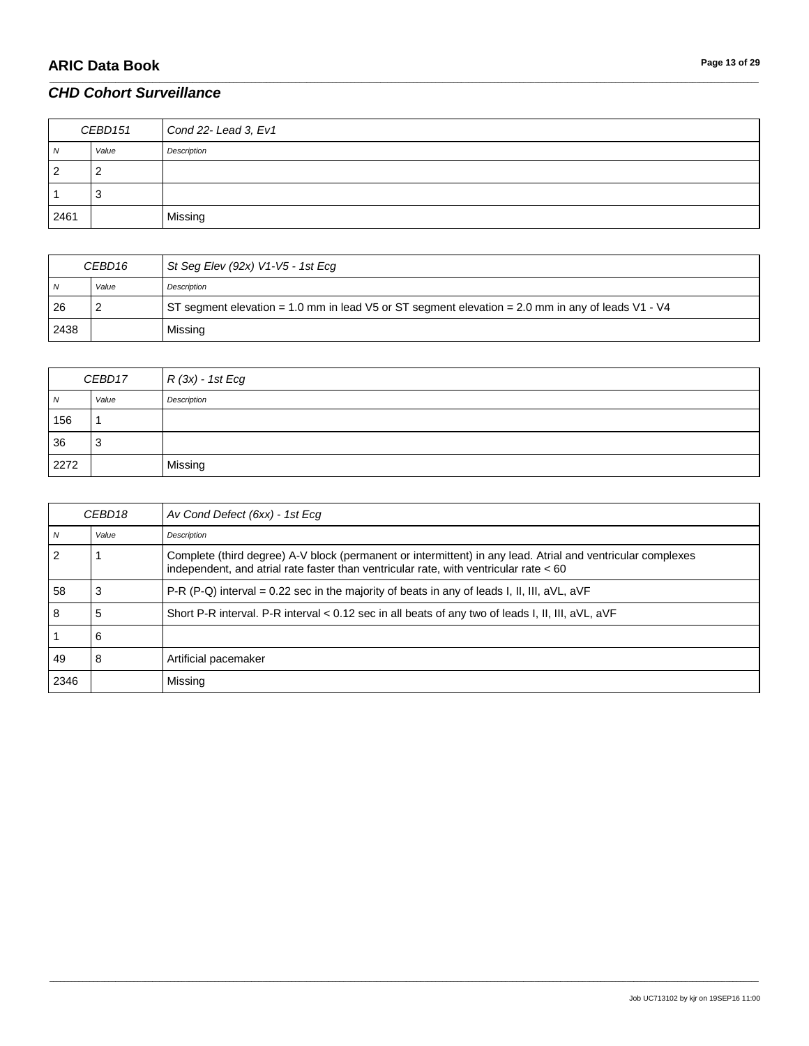| CEBD151 | | Cond 22- Lead 3, Ev1 |
|---|---|---|
| *N* | *Value* | *Description* |
| 2 | 2 | |
| 1 | 3 | |
| 2461 | | Missing |

| CEBD16 | | St Seg Elev (92x) V1-V5 - 1st Ecg |
|---|---|---|
| *N* | *Value* | *Description* |
| 26 | 2 | ST segment elevation = 1.0 mm in lead V5 or ST segment elevation = 2.0 mm in any of leads V1 - V4 |
| 2438 | | Missing |

| CEBD17 | | R (3x) - 1st Ecg |
|---|---|---|
| *N* | *Value* | *Description* |
| 156 | 1 | |
| 36 | 3 | |
| 2272 | | Missing |

| CEBD18 | | Av Cond Defect (6xx) - 1st Ecg |
|---|---|---|
| *N* | *Value* | *Description* |
| 2 | 1 | Complete (third degree) A-V block (permanent or intermittent) in any lead. Atrial and ventricular complexes independent, and atrial rate faster than ventricular rate, with ventricular rate < 60 |
| 58 | 3 | P-R (P-Q) interval = 0.22 sec in the majority of beats in any of leads I, II, III, aVL, aVF |
| 8 | 5 | Short P-R interval. P-R interval < 0.12 sec in all beats of any two of leads I, II, III, aVL, aVF |
| 1 | 6 | |
| 49 | 8 | Artificial pacemaker |
| 2346 | | Missing |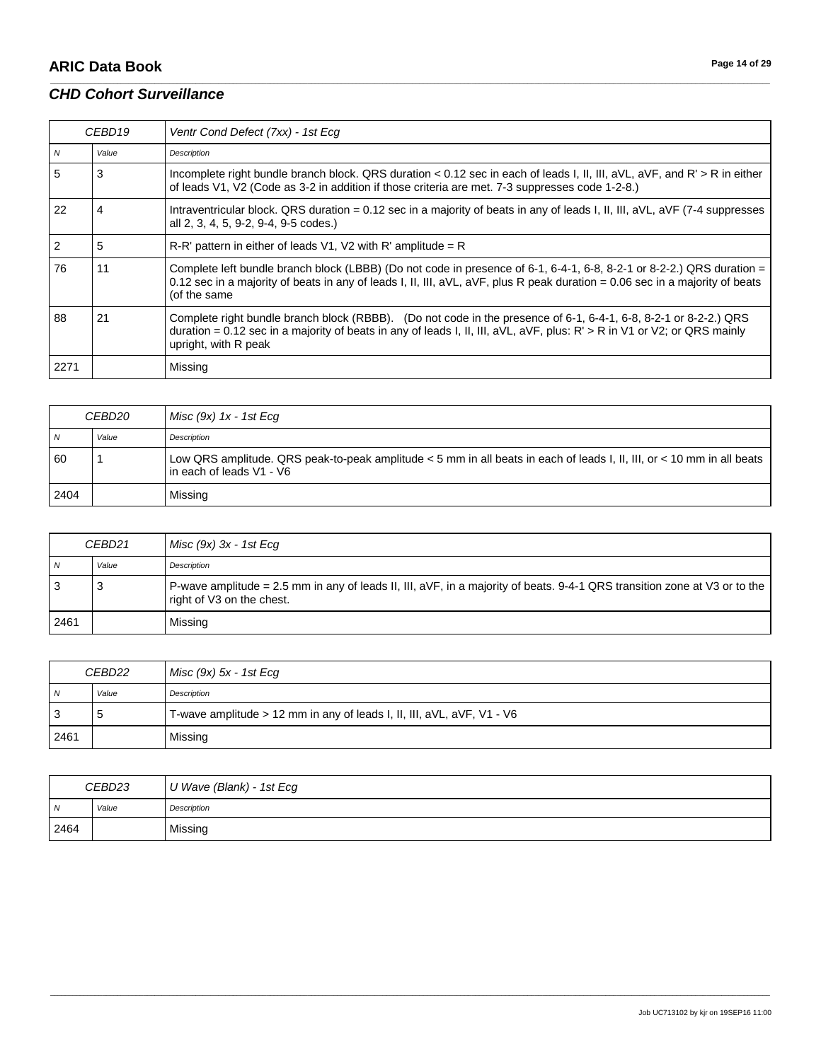## CHD Cohort Surveillance

| CEBD19 | | Ventr Cond Defect (7xx) - 1st Ecg |
|---|---|---|
| N | Value | Description |
| 5 | 3 | Incomplete right bundle branch block. QRS duration < 0.12 sec in each of leads I, II, III, aVL, aVF, and R' > R in either of leads V1, V2 (Code as 3-2 in addition if those criteria are met. 7-3 suppresses code 1-2-8.) |
| 22 | 4 | Intraventricular block. QRS duration = 0.12 sec in a majority of beats in any of leads I, II, III, aVL, aVF (7-4 suppresses all 2, 3, 4, 5, 9-2, 9-4, 9-5 codes.) |
| 2 | 5 | R-R' pattern in either of leads V1, V2 with R' amplitude = R |
| 76 | 11 | Complete left bundle branch block (LBBB) (Do not code in presence of 6-1, 6-4-1, 6-8, 8-2-1 or 8-2-2.) QRS duration = 0.12 sec in a majority of beats in any of leads I, II, III, aVL, aVF, plus R peak duration = 0.06 sec in a majority of beats (of the same |
| 88 | 21 | Complete right bundle branch block (RBBB). (Do not code in the presence of 6-1, 6-4-1, 6-8, 8-2-1 or 8-2-2.) QRS duration = 0.12 sec in a majority of beats in any of leads I, II, III, aVL, aVF, plus: R' > R in V1 or V2; or QRS mainly upright, with R peak |
| 2271 | | Missing |

| CEBD20 | | Misc (9x) 1x - 1st Ecg |
|---|---|---|
| N | Value | Description |
| 60 | 1 | Low QRS amplitude. QRS peak-to-peak amplitude < 5 mm in all beats in each of leads I, II, III, or < 10 mm in all beats in each of leads V1 - V6 |
| 2404 | | Missing |

| CEBD21 | | Misc (9x) 3x - 1st Ecg |
|---|---|---|
| N | Value | Description |
| 3 | 3 | P-wave amplitude = 2.5 mm in any of leads II, III, aVF, in a majority of beats. 9-4-1 QRS transition zone at V3 or to the right of V3 on the chest. |
| 2461 | | Missing |

| CEBD22 | | Misc (9x) 5x - 1st Ecg |
|---|---|---|
| N | Value | Description |
| 3 | 5 | T-wave amplitude > 12 mm in any of leads I, II, III, aVL, aVF, V1 - V6 |
| 2461 | | Missing |

| CEBD23 | | U Wave (Blank) - 1st Ecg |
|---|---|---|
| N | Value | Description |
| 2464 | | Missing |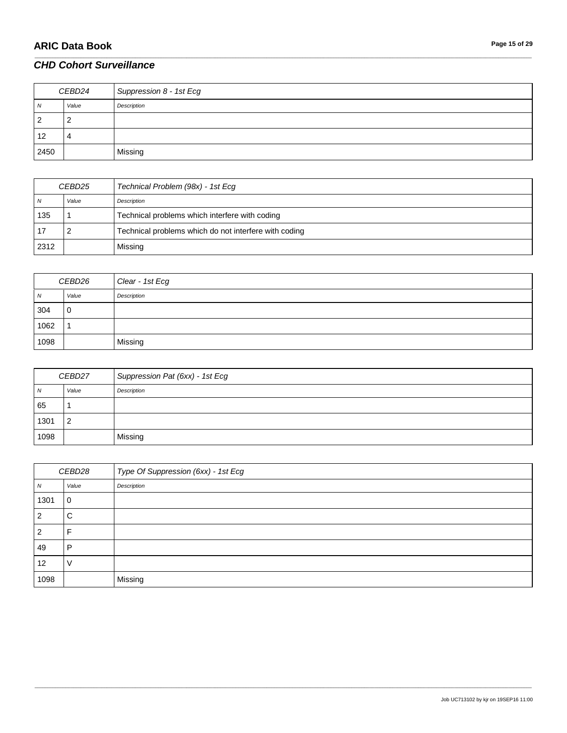## CHD Cohort Surveillance

| CEBD24 | | Suppression 8 - 1st Ecg |
|---|---|---|
| N | Value | Description |
| 2 | 2 | |
| 12 | 4 | |
| 2450 | | Missing |

| CEBD25 | | Technical Problem (98x) - 1st Ecg |
|---|---|---|
| N | Value | Description |
| 135 | 1 | Technical problems which interfere with coding |
| 17 | 2 | Technical problems which do not interfere with coding |
| 2312 | | Missing |

| CEBD26 | | Clear - 1st Ecg |
|---|---|---|
| N | Value | Description |
| 304 | 0 | |
| 1062 | 1 | |
| 1098 | | Missing |

| CEBD27 | | Suppression Pat (6xx) - 1st Ecg |
|---|---|---|
| N | Value | Description |
| 65 | 1 | |
| 1301 | 2 | |
| 1098 | | Missing |

| CEBD28 | | Type Of Suppression (6xx) - 1st Ecg |
|---|---|---|
| N | Value | Description |
| 1301 | 0 | |
| 2 | C | |
| 2 | F | |
| 49 | P | |
| 12 | V | |
| 1098 | | Missing |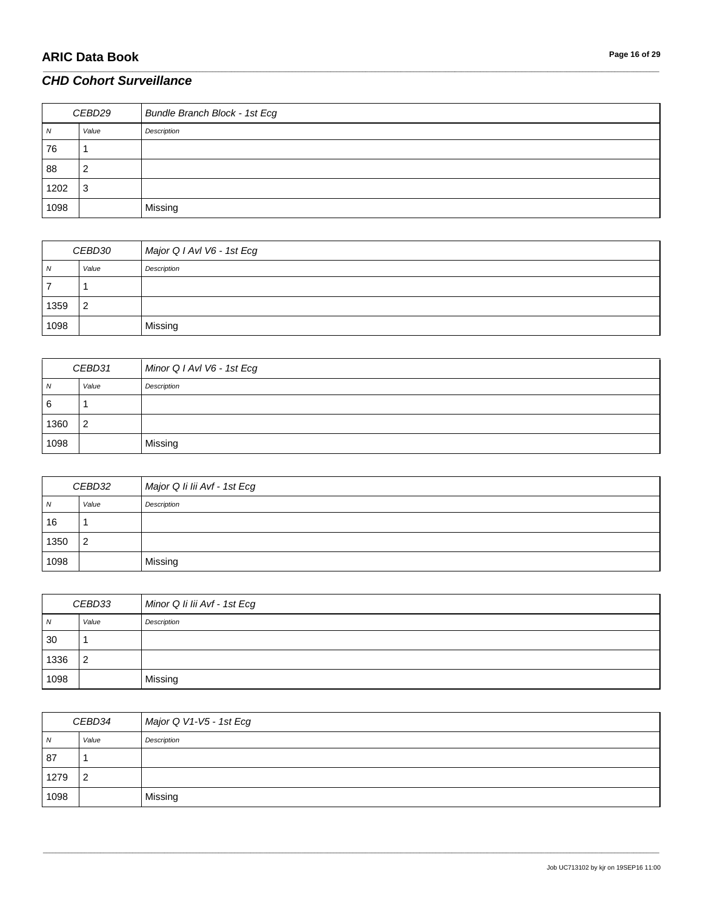## CHD Cohort Surveillance

| CEBD29 | | Bundle Branch Block - 1st Ecg |
|---|---|---|
| N | Value | Description |
| 76 | 1 | |
| 88 | 2 | |
| 1202 | 3 | |
| 1098 | | Missing |

| CEBD30 | | Major Q I Avl V6 - 1st Ecg |
|---|---|---|
| N | Value | Description |
| 7 | 1 | |
| 1359 | 2 | |
| 1098 | | Missing |

| CEBD31 | | Minor Q I Avl V6 - 1st Ecg |
|---|---|---|
| N | Value | Description |
| 6 | 1 | |
| 1360 | 2 | |
| 1098 | | Missing |

| CEBD32 | | Major Q Ii Iii Avf - 1st Ecg |
|---|---|---|
| N | Value | Description |
| 16 | 1 | |
| 1350 | 2 | |
| 1098 | | Missing |

| CEBD33 | | Minor Q Ii Iii Avf - 1st Ecg |
|---|---|---|
| N | Value | Description |
| 30 | 1 | |
| 1336 | 2 | |
| 1098 | | Missing |

| CEBD34 | | Major Q V1-V5 - 1st Ecg |
|---|---|---|
| N | Value | Description |
| 87 | 1 | |
| 1279 | 2 | |
| 1098 | | Missing |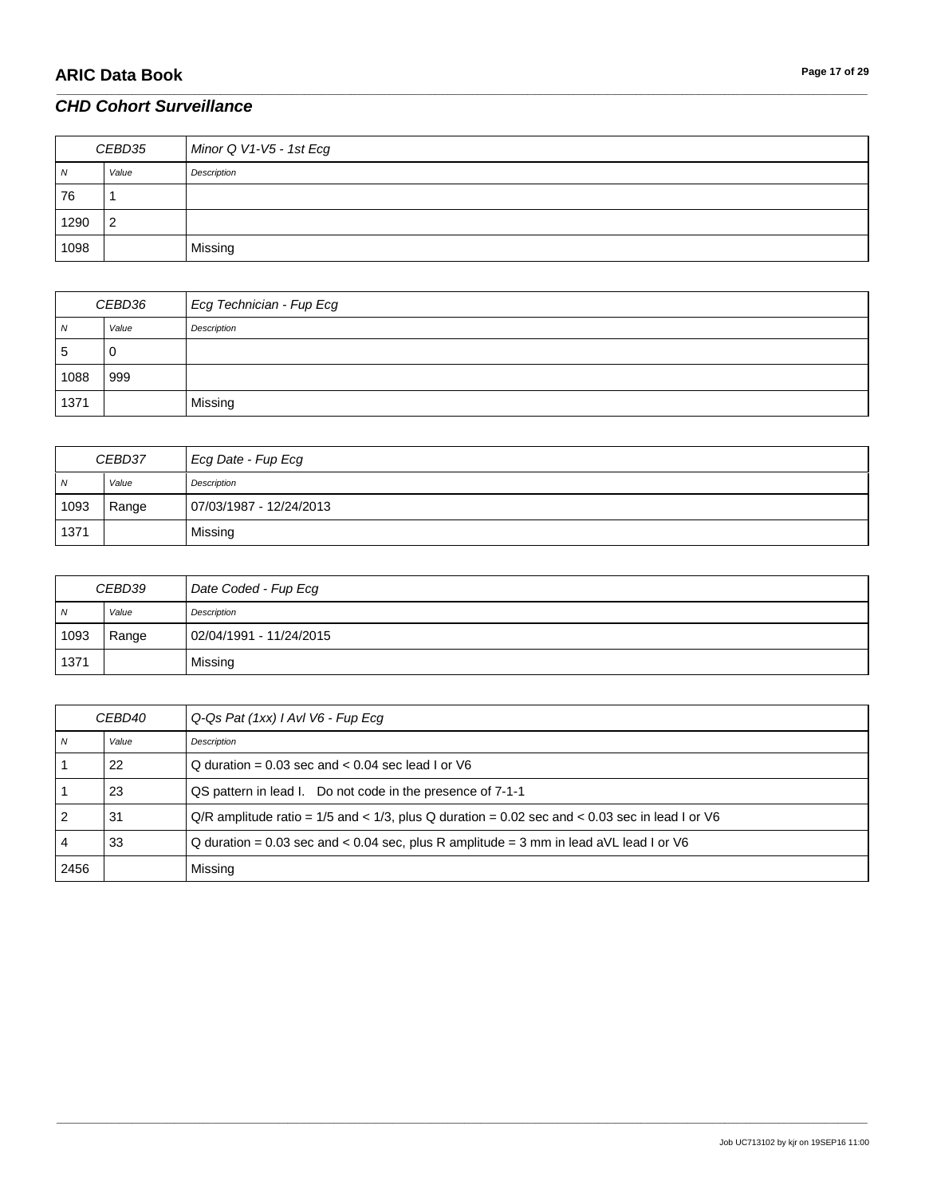## CHD Cohort Surveillance

| CEBD35 | | Minor Q V1-V5 - 1st Ecg |
|---|---|---|
| N | Value | Description |
| 76 | 1 | |
| 1290 | 2 | |
| 1098 | | Missing |

| CEBD36 | | Ecg Technician - Fup Ecg |
|---|---|---|
| N | Value | Description |
| 5 | 0 | |
| 1088 | 999 | |
| 1371 | | Missing |

| CEBD37 | | Ecg Date - Fup Ecg |
|---|---|---|
| N | Value | Description |
| 1093 | Range | 07/03/1987 - 12/24/2013 |
| 1371 | | Missing |

| CEBD39 | | Date Coded - Fup Ecg |
|---|---|---|
| N | Value | Description |
| 1093 | Range | 02/04/1991 - 11/24/2015 |
| 1371 | | Missing |

| CEBD40 | | Q-Qs Pat (1xx) I Avl V6 - Fup Ecg |
|---|---|---|
| N | Value | Description |
| 1 | 22 | Q duration = 0.03 sec and < 0.04 sec lead I or V6 |
| 1 | 23 | QS pattern in lead I. Do not code in the presence of 7-1-1 |
| 2 | 31 | Q/R amplitude ratio = 1/5 and < 1/3, plus Q duration = 0.02 sec and < 0.03 sec in lead I or V6 |
| 4 | 33 | Q duration = 0.03 sec and < 0.04 sec, plus R amplitude = 3 mm in lead aVL lead I or V6 |
| 2456 | | Missing |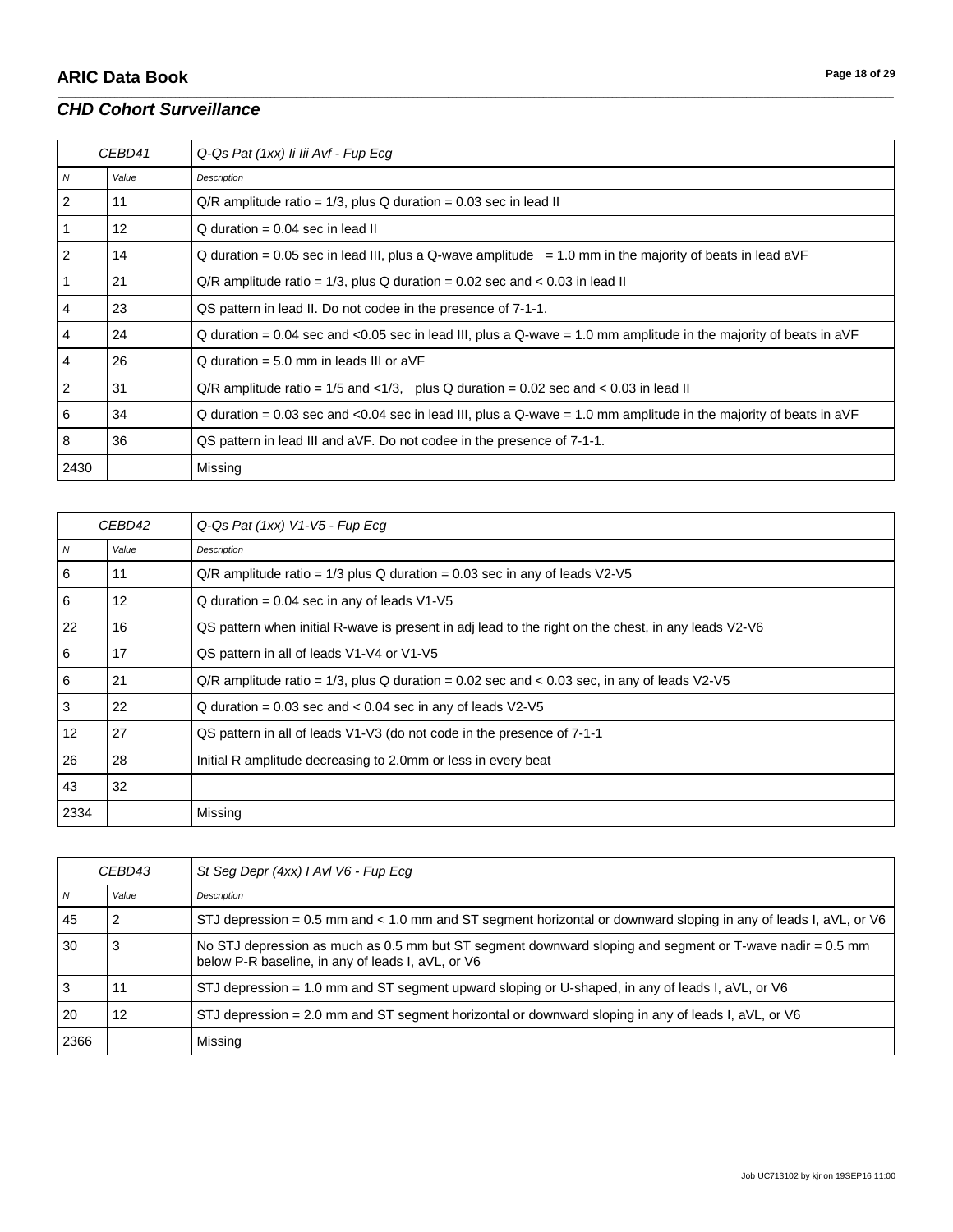## CHD Cohort Surveillance

| CEBD41 | | Q-Qs Pat (1xx) Ii Iii Avf - Fup Ecg |
|---|---|---|
| *N* | *Value* | *Description* |
| 2 | 11 | Q/R amplitude ratio = 1/3, plus Q duration = 0.03 sec in lead II |
| 1 | 12 | Q duration = 0.04 sec in lead II |
| 2 | 14 | Q duration = 0.05 sec in lead III, plus a Q-wave amplitude = 1.0 mm in the majority of beats in lead aVF |
| 1 | 21 | Q/R amplitude ratio = 1/3, plus Q duration = 0.02 sec and < 0.03 in lead II |
| 4 | 23 | QS pattern in lead II. Do not codee in the presence of 7-1-1. |
| 4 | 24 | Q duration = 0.04 sec and <0.05 sec in lead III, plus a Q-wave = 1.0 mm amplitude in the majority of beats in aVF |
| 4 | 26 | Q duration = 5.0 mm in leads III or aVF |
| 2 | 31 | Q/R amplitude ratio = 1/5 and <1/3, plus Q duration = 0.02 sec and < 0.03 in lead II |
| 6 | 34 | Q duration = 0.03 sec and <0.04 sec in lead III, plus a Q-wave = 1.0 mm amplitude in the majority of beats in aVF |
| 8 | 36 | QS pattern in lead III and aVF. Do not codee in the presence of 7-1-1. |
| 2430 | | Missing |

| CEBD42 | | Q-Qs Pat (1xx) V1-V5 - Fup Ecg |
|---|---|---|
| *N* | *Value* | *Description* |
| 6 | 11 | Q/R amplitude ratio = 1/3 plus Q duration = 0.03 sec in any of leads V2-V5 |
| 6 | 12 | Q duration = 0.04 sec in any of leads V1-V5 |
| 22 | 16 | QS pattern when initial R-wave is present in adj lead to the right on the chest, in any leads V2-V6 |
| 6 | 17 | QS pattern in all of leads V1-V4 or V1-V5 |
| 6 | 21 | Q/R amplitude ratio = 1/3, plus Q duration = 0.02 sec and < 0.03 sec, in any of leads V2-V5 |
| 3 | 22 | Q duration = 0.03 sec and < 0.04 sec in any of leads V2-V5 |
| 12 | 27 | QS pattern in all of leads V1-V3 (do not code in the presence of 7-1-1 |
| 26 | 28 | Initial R amplitude decreasing to 2.0mm or less in every beat |
| 43 | 32 | |
| 2334 | | Missing |

| CEBD43 | | St Seg Depr (4xx) I Avl V6 - Fup Ecg |
|---|---|---|
| *N* | *Value* | *Description* |
| 45 | 2 | STJ depression = 0.5 mm and < 1.0 mm and ST segment horizontal or downward sloping in any of leads I, aVL, or V6 |
| 30 | 3 | No STJ depression as much as 0.5 mm but ST segment downward sloping and segment or T-wave nadir = 0.5 mm below P-R baseline, in any of leads I, aVL, or V6 |
| 3 | 11 | STJ depression = 1.0 mm and ST segment upward sloping or U-shaped, in any of leads I, aVL, or V6 |
| 20 | 12 | STJ depression = 2.0 mm and ST segment horizontal or downward sloping in any of leads I, aVL, or V6 |
| 2366 | | Missing |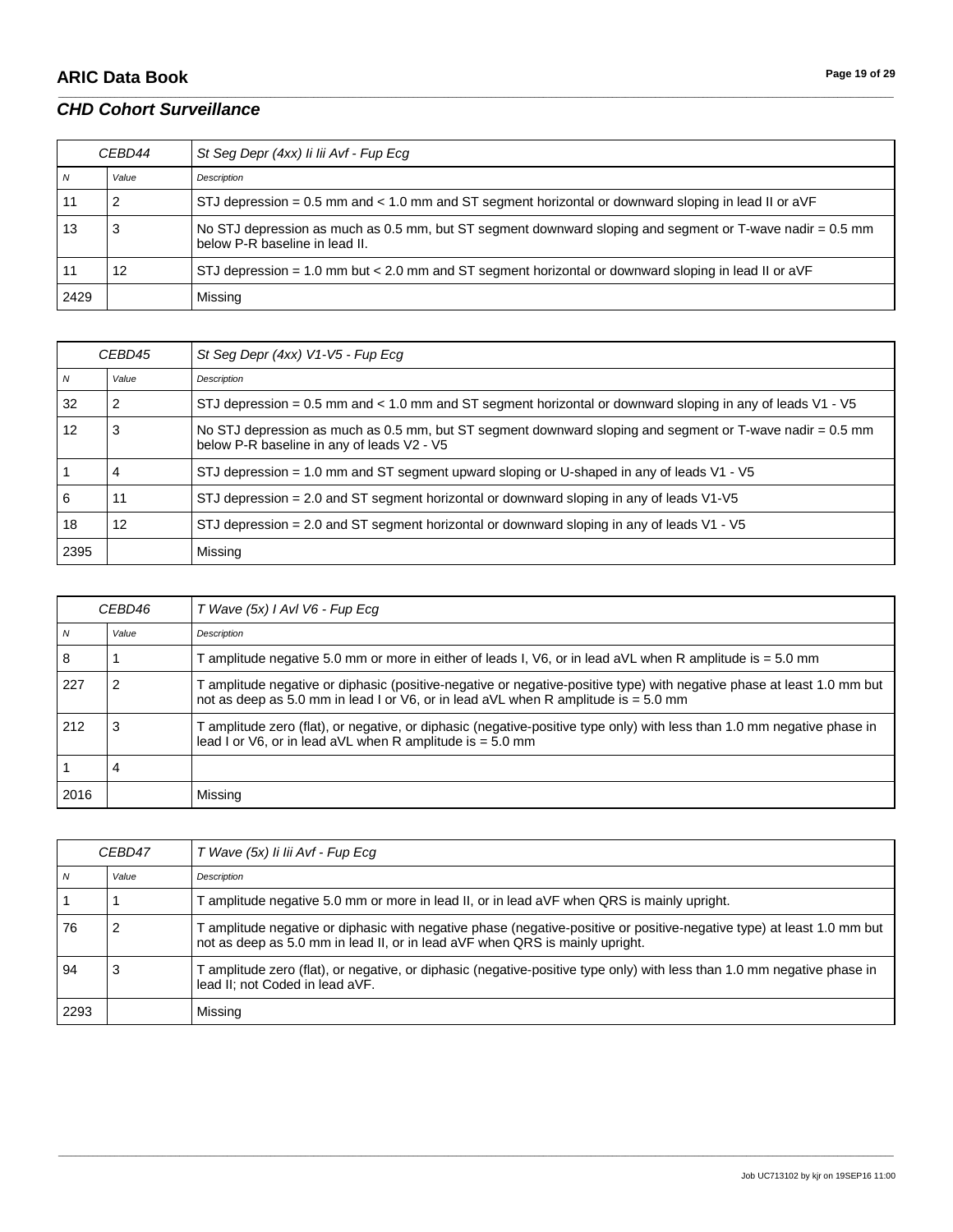## CHD Cohort Surveillance

| CEBD44 | | St Seg Depr (4xx) Ii Iii Avf - Fup Ecg |
|---|---|---|
| *N* | *Value* | *Description* |
| 11 | 2 | STJ depression = 0.5 mm and < 1.0 mm and ST segment horizontal or downward sloping in lead II or aVF |
| 13 | 3 | No STJ depression as much as 0.5 mm, but ST segment downward sloping and segment or T-wave nadir = 0.5 mm below P-R baseline in lead II. |
| 11 | 12 | STJ depression = 1.0 mm but < 2.0 mm and ST segment horizontal or downward sloping in lead II or aVF |
| 2429 | | Missing |

| CEBD45 | | St Seg Depr (4xx) V1-V5 - Fup Ecg |
|---|---|---|
| *N* | *Value* | *Description* |
| 32 | 2 | STJ depression = 0.5 mm and < 1.0 mm and ST segment horizontal or downward sloping in any of leads V1 - V5 |
| 12 | 3 | No STJ depression as much as 0.5 mm, but ST segment downward sloping and segment or T-wave nadir = 0.5 mm below P-R baseline in any of leads V2 - V5 |
| 1 | 4 | STJ depression = 1.0 mm and ST segment upward sloping or U-shaped in any of leads V1 - V5 |
| 6 | 11 | STJ depression = 2.0 and ST segment horizontal or downward sloping in any of leads V1-V5 |
| 18 | 12 | STJ depression = 2.0 and ST segment horizontal or downward sloping in any of leads V1 - V5 |
| 2395 | | Missing |

| CEBD46 | | T Wave (5x) I Avl V6 - Fup Ecg |
|---|---|---|
| *N* | *Value* | *Description* |
| 8 | 1 | T amplitude negative 5.0 mm or more in either of leads I, V6, or in lead aVL when R amplitude is = 5.0 mm |
| 227 | 2 | T amplitude negative or diphasic (positive-negative or negative-positive type) with negative phase at least 1.0 mm but not as deep as 5.0 mm in lead I or V6, or in lead aVL when R amplitude is = 5.0 mm |
| 212 | 3 | T amplitude zero (flat), or negative, or diphasic (negative-positive type only) with less than 1.0 mm negative phase in lead I or V6, or in lead aVL when R amplitude is = 5.0 mm |
| 1 | 4 | |
| 2016 | | Missing |

| CEBD47 | | T Wave (5x) Ii Iii Avf - Fup Ecg |
|---|---|---|
| *N* | *Value* | *Description* |
| 1 | 1 | T amplitude negative 5.0 mm or more in lead II, or in lead aVF when QRS is mainly upright. |
| 76 | 2 | T amplitude negative or diphasic with negative phase (negative-positive or positive-negative type) at least 1.0 mm but not as deep as 5.0 mm in lead II, or in lead aVF when QRS is mainly upright. |
| 94 | 3 | T amplitude zero (flat), or negative, or diphasic (negative-positive type only) with less than 1.0 mm negative phase in lead II; not Coded in lead aVF. |
| 2293 | | Missing |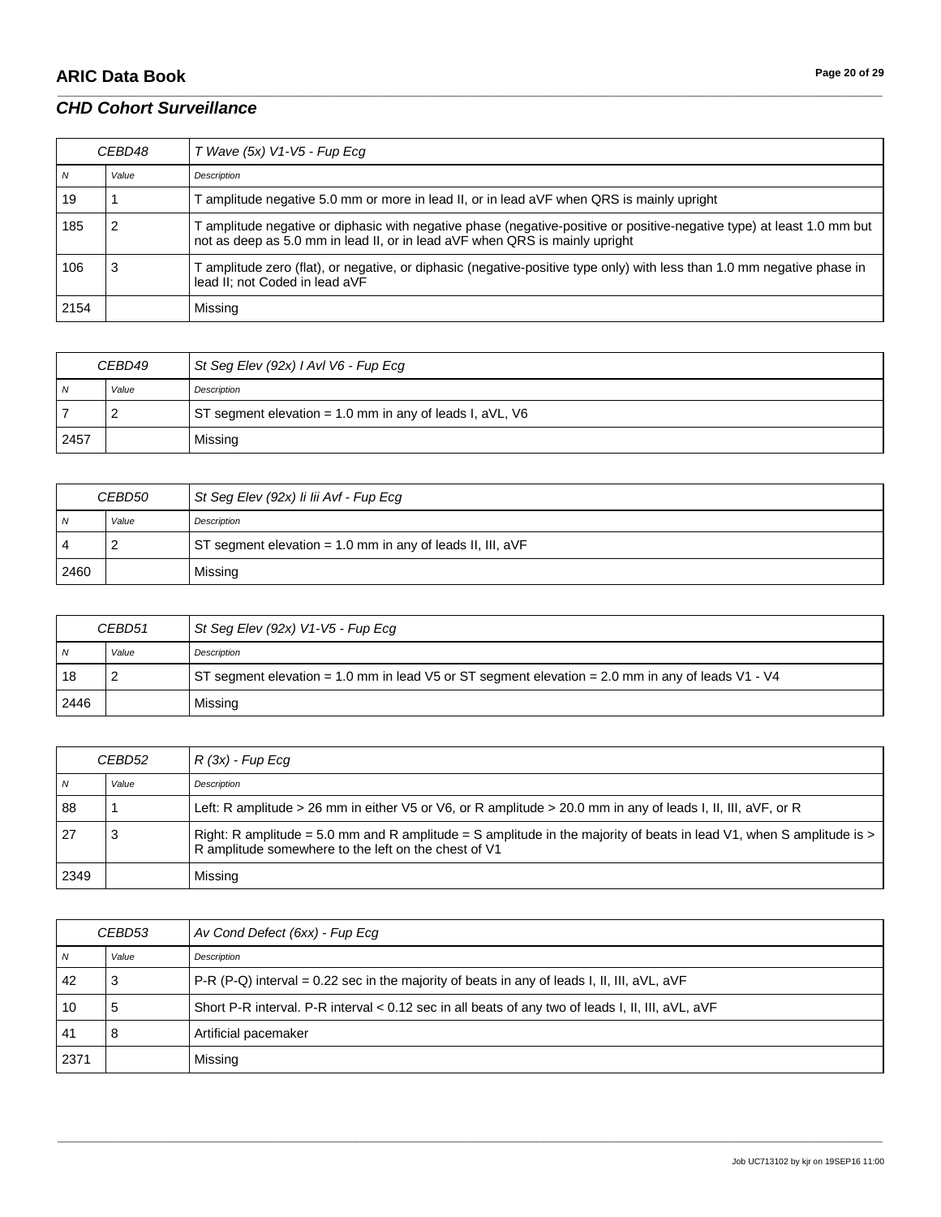## *CHD Cohort Surveillance*

| CEBD48 | | *T Wave (5x) V1-V5 - Fup Ecg* |
|---|---|---|
| *N* | *Value* | *Description* |
| 19 | 1 | T amplitude negative 5.0 mm or more in lead II, or in lead aVF when QRS is mainly upright |
| 185 | 2 | T amplitude negative or diphasic with negative phase (negative-positive or positive-negative type) at least 1.0 mm but not as deep as 5.0 mm in lead II, or in lead aVF when QRS is mainly upright |
| 106 | 3 | T amplitude zero (flat), or negative, or diphasic (negative-positive type only) with less than 1.0 mm negative phase in lead II; not Coded in lead aVF |
| 2154 | | Missing |

| CEBD49 | | *St Seg Elev (92x) I Avl V6 - Fup Ecg* |
|---|---|---|
| *N* | *Value* | *Description* |
| 7 | 2 | ST segment elevation = 1.0 mm in any of leads I, aVL, V6 |
| 2457 | | Missing |

| CEBD50 | | *St Seg Elev (92x) Ii Iii Avf - Fup Ecg* |
|---|---|---|
| *N* | *Value* | *Description* |
| 4 | 2 | ST segment elevation = 1.0 mm in any of leads II, III, aVF |
| 2460 | | Missing |

| CEBD51 | | *St Seg Elev (92x) V1-V5 - Fup Ecg* |
|---|---|---|
| *N* | *Value* | *Description* |
| 18 | 2 | ST segment elevation = 1.0 mm in lead V5 or ST segment elevation = 2.0 mm in any of leads V1 - V4 |
| 2446 | | Missing |

| CEBD52 | | *R (3x) - Fup Ecg* |
|---|---|---|
| *N* | *Value* | *Description* |
| 88 | 1 | Left: R amplitude > 26 mm in either V5 or V6, or R amplitude > 20.0 mm in any of leads I, II, III, aVF, or R |
| 27 | 3 | Right: R amplitude = 5.0 mm and R amplitude = S amplitude in the majority of beats in lead V1, when S amplitude is > R amplitude somewhere to the left on the chest of V1 |
| 2349 | | Missing |

| CEBD53 | | *Av Cond Defect (6xx) - Fup Ecg* |
|---|---|---|
| *N* | *Value* | *Description* |
| 42 | 3 | P-R (P-Q) interval = 0.22 sec in the majority of beats in any of leads I, II, III, aVL, aVF |
| 10 | 5 | Short P-R interval. P-R interval < 0.12 sec in all beats of any two of leads I, II, III, aVL, aVF |
| 41 | 8 | Artificial pacemaker |
| 2371 | | Missing |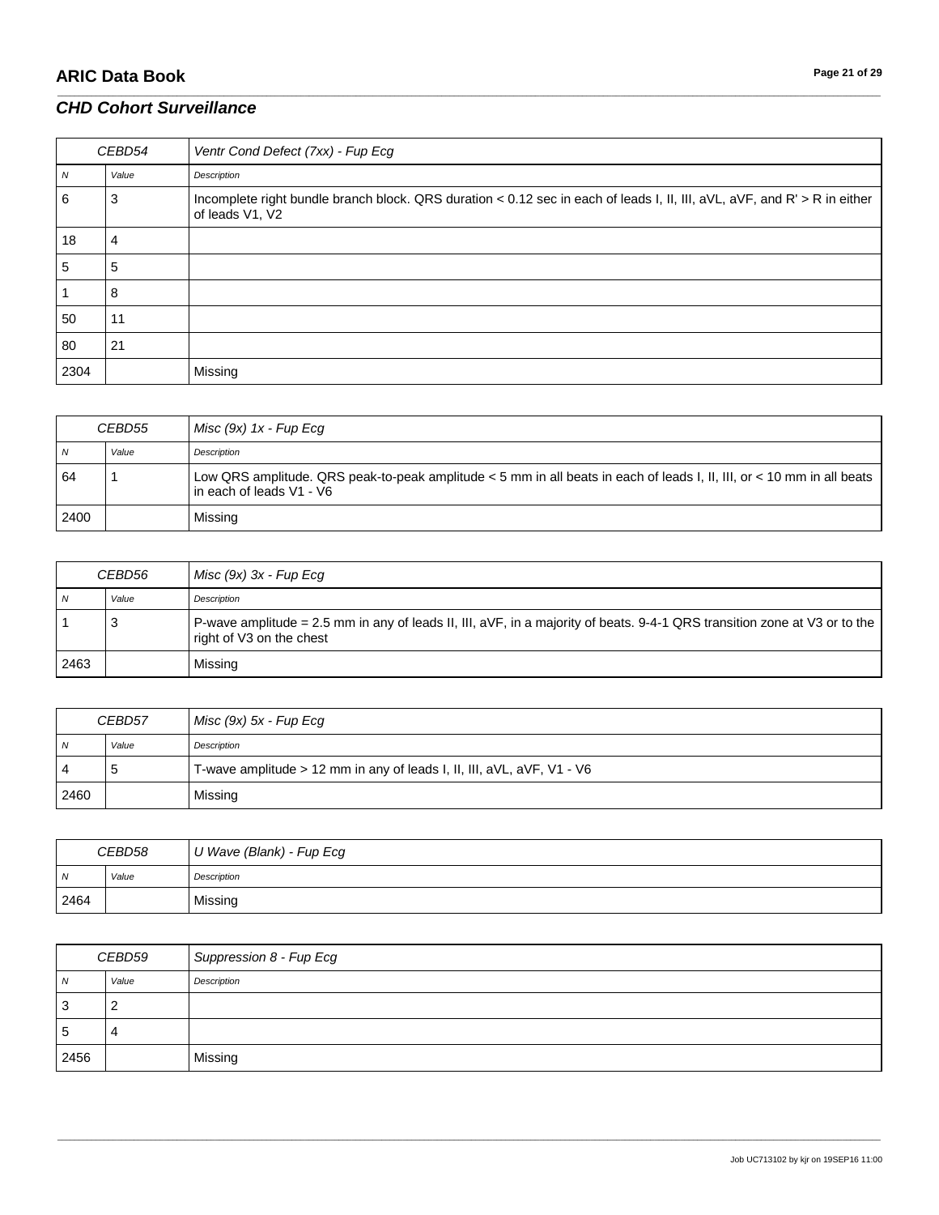## CHD Cohort Surveillance

| CEBD54 | | Ventr Cond Defect (7xx) - Fup Ecg |
|---|---|---|
| *N* | *Value* | *Description* |
| 6 | 3 | Incomplete right bundle branch block. QRS duration < 0.12 sec in each of leads I, II, III, aVL, aVF, and R' > R in either of leads V1, V2 |
| 18 | 4 | |
| 5 | 5 | |
| 1 | 8 | |
| 50 | 11 | |
| 80 | 21 | |
| 2304 | | Missing |

| CEBD55 | | Misc (9x) 1x - Fup Ecg |
|---|---|---|
| *N* | *Value* | *Description* |
| 64 | 1 | Low QRS amplitude. QRS peak-to-peak amplitude < 5 mm in all beats in each of leads I, II, III, or < 10 mm in all beats in each of leads V1 - V6 |
| 2400 | | Missing |

| CEBD56 | | Misc (9x) 3x - Fup Ecg |
|---|---|---|
| *N* | *Value* | *Description* |
| 1 | 3 | P-wave amplitude = 2.5 mm in any of leads II, III, aVF, in a majority of beats. 9-4-1 QRS transition zone at V3 or to the right of V3 on the chest |
| 2463 | | Missing |

| CEBD57 | | Misc (9x) 5x - Fup Ecg |
|---|---|---|
| *N* | *Value* | *Description* |
| 4 | 5 | T-wave amplitude > 12 mm in any of leads I, II, III, aVL, aVF, V1 - V6 |
| 2460 | | Missing |

| CEBD58 | | U Wave (Blank) - Fup Ecg |
|---|---|---|
| *N* | *Value* | *Description* |
| 2464 | | Missing |

| CEBD59 | | Suppression 8 - Fup Ecg |
|---|---|---|
| *N* | *Value* | *Description* |
| 3 | 2 | |
| 5 | 4 | |
| 2456 | | Missing |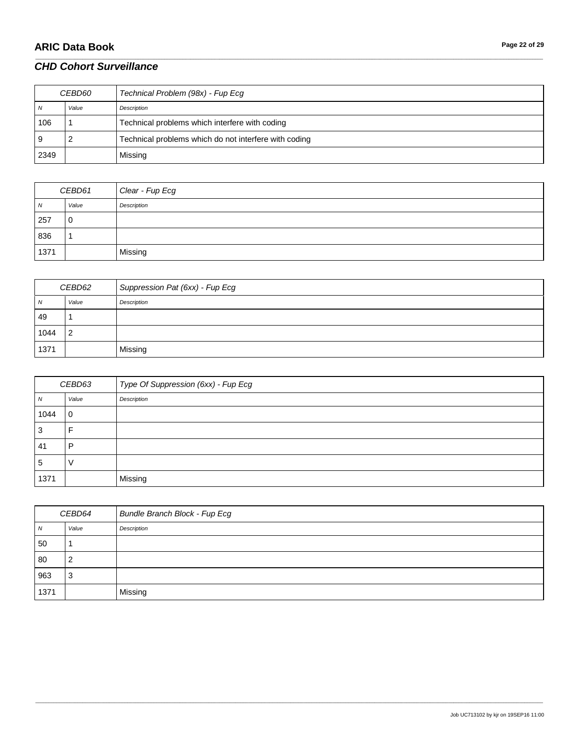## CHD Cohort Surveillance

| CEBD60 | | Technical Problem (98x) - Fup Ecg |
|---|---|---|
| N | Value | Description |
| 106 | 1 | Technical problems which interfere with coding |
| 9 | 2 | Technical problems which do not interfere with coding |
| 2349 | | Missing |

| CEBD61 | | Clear - Fup Ecg |
|---|---|---|
| N | Value | Description |
| 257 | 0 | |
| 836 | 1 | |
| 1371 | | Missing |

| CEBD62 | | Suppression Pat (6xx) - Fup Ecg |
|---|---|---|
| N | Value | Description |
| 49 | 1 | |
| 1044 | 2 | |
| 1371 | | Missing |

| CEBD63 | | Type Of Suppression (6xx) - Fup Ecg |
|---|---|---|
| N | Value | Description |
| 1044 | 0 | |
| 3 | F | |
| 41 | P | |
| 5 | V | |
| 1371 | | Missing |

| CEBD64 | | Bundle Branch Block - Fup Ecg |
|---|---|---|
| N | Value | Description |
| 50 | 1 | |
| 80 | 2 | |
| 963 | 3 | |
| 1371 | | Missing |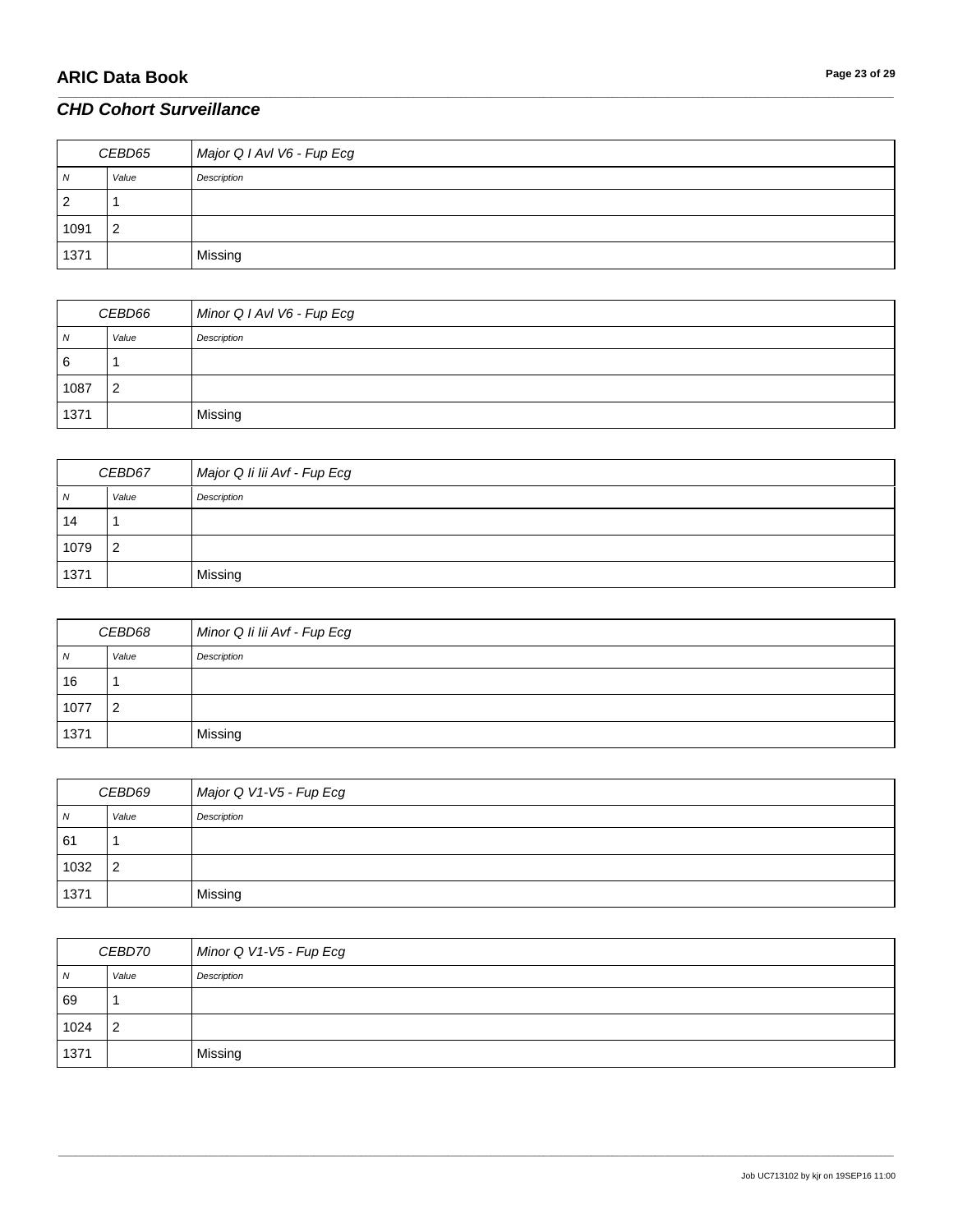## CHD Cohort Surveillance

| CEBD65 | | Major Q I Avl V6 - Fup Ecg |
|---|---|---|
| *N* | *Value* | *Description* |
| 2 | 1 | |
| 1091 | 2 | |
| 1371 | | Missing |

| CEBD66 | | Minor Q I Avl V6 - Fup Ecg |
|---|---|---|
| *N* | *Value* | *Description* |
| 6 | 1 | |
| 1087 | 2 | |
| 1371 | | Missing |

| CEBD67 | | Major Q Ii Iii Avf - Fup Ecg |
|---|---|---|
| *N* | *Value* | *Description* |
| 14 | 1 | |
| 1079 | 2 | |
| 1371 | | Missing |

| CEBD68 | | Minor Q Ii Iii Avf - Fup Ecg |
|---|---|---|
| *N* | *Value* | *Description* |
| 16 | 1 | |
| 1077 | 2 | |
| 1371 | | Missing |

| CEBD69 | | Major Q V1-V5 - Fup Ecg |
|---|---|---|
| *N* | *Value* | *Description* |
| 61 | 1 | |
| 1032 | 2 | |
| 1371 | | Missing |

| CEBD70 | | Minor Q V1-V5 - Fup Ecg |
|---|---|---|
| *N* | *Value* | *Description* |
| 69 | 1 | |
| 1024 | 2 | |
| 1371 | | Missing |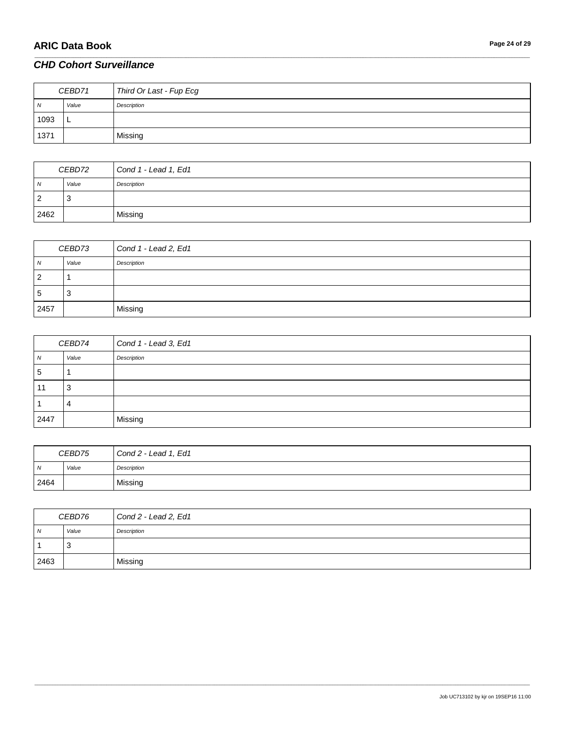## CHD Cohort Surveillance

| CEBD71 | | Third Or Last - Fup Ecg |
|---|---|---|
| N | Value | Description |
| 1093 | L | |
| 1371 | | Missing |

| CEBD72 | | Cond 1 - Lead 1, Ed1 |
|---|---|---|
| N | Value | Description |
| 2 | 3 | |
| 2462 | | Missing |

| CEBD73 | | Cond 1 - Lead 2, Ed1 |
|---|---|---|
| N | Value | Description |
| 2 | 1 | |
| 5 | 3 | |
| 2457 | | Missing |

| CEBD74 | | Cond 1 - Lead 3, Ed1 |
|---|---|---|
| N | Value | Description |
| 5 | 1 | |
| 11 | 3 | |
| 1 | 4 | |
| 2447 | | Missing |

| CEBD75 | | Cond 2 - Lead 1, Ed1 |
|---|---|---|
| N | Value | Description |
| 2464 | | Missing |

| CEBD76 | | Cond 2 - Lead 2, Ed1 |
|---|---|---|
| N | Value | Description |
| 1 | 3 | |
| 2463 | | Missing |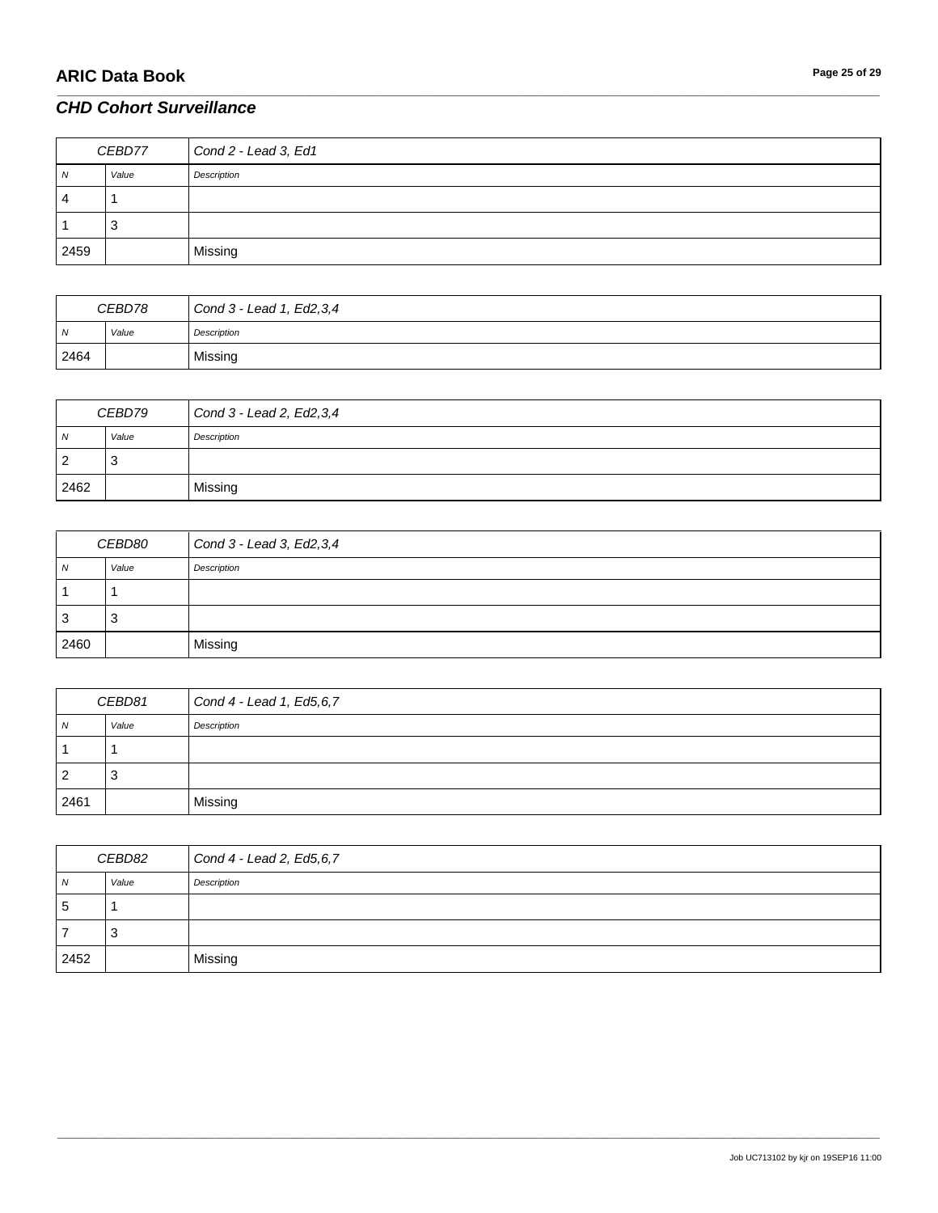## CHD Cohort Surveillance

| CEBD77 | | Cond 2 - Lead 3, Ed1 |
|---|---|---|
| N | Value | Description |
| 4 | 1 | |
| 1 | 3 | |
| 2459 | | Missing |

| CEBD78 | | Cond 3 - Lead 1, Ed2,3,4 |
|---|---|---|
| N | Value | Description |
| 2464 | | Missing |

| CEBD79 | | Cond 3 - Lead 2, Ed2,3,4 |
|---|---|---|
| N | Value | Description |
| 2 | 3 | |
| 2462 | | Missing |

| CEBD80 | | Cond 3 - Lead 3, Ed2,3,4 |
|---|---|---|
| N | Value | Description |
| 1 | 1 | |
| 3 | 3 | |
| 2460 | | Missing |

| CEBD81 | | Cond 4 - Lead 1, Ed5,6,7 |
|---|---|---|
| N | Value | Description |
| 1 | 1 | |
| 2 | 3 | |
| 2461 | | Missing |

| CEBD82 | | Cond 4 - Lead 2, Ed5,6,7 |
|---|---|---|
| N | Value | Description |
| 5 | 1 | |
| 7 | 3 | |
| 2452 | | Missing |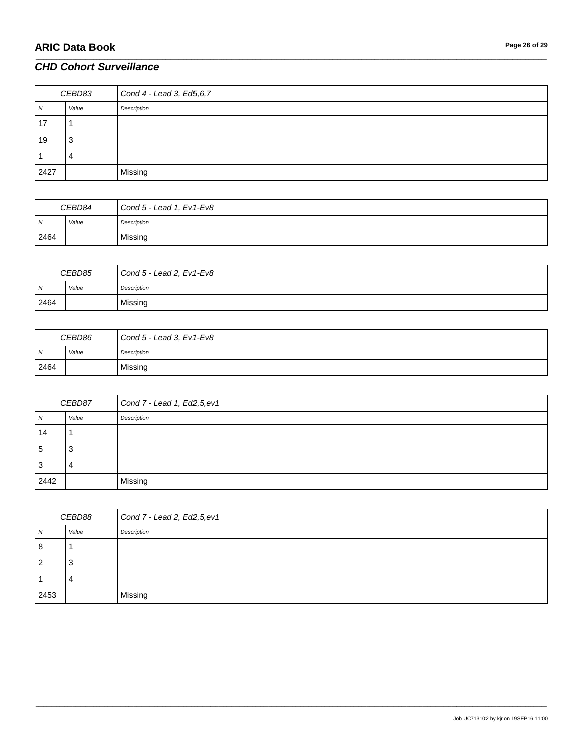## CHD Cohort Surveillance

| CEBD83 | | Cond 4 - Lead 3, Ed5,6,7 |
|---|---|---|
| *N* | *Value* | *Description* |
| 17 | 1 | |
| 19 | 3 | |
| 1 | 4 | |
| 2427 | | Missing |

| CEBD84 | | Cond 5 - Lead 1, Ev1-Ev8 |
|---|---|---|
| *N* | *Value* | *Description* |
| 2464 | | Missing |

| CEBD85 | | Cond 5 - Lead 2, Ev1-Ev8 |
|---|---|---|
| *N* | *Value* | *Description* |
| 2464 | | Missing |

| CEBD86 | | Cond 5 - Lead 3, Ev1-Ev8 |
|---|---|---|
| *N* | *Value* | *Description* |
| 2464 | | Missing |

| CEBD87 | | Cond 7 - Lead 1, Ed2,5,ev1 |
|---|---|---|
| *N* | *Value* | *Description* |
| 14 | 1 | |
| 5 | 3 | |
| 3 | 4 | |
| 2442 | | Missing |

| CEBD88 | | Cond 7 - Lead 2, Ed2,5,ev1 |
|---|---|---|
| *N* | *Value* | *Description* |
| 8 | 1 | |
| 2 | 3 | |
| 1 | 4 | |
| 2453 | | Missing |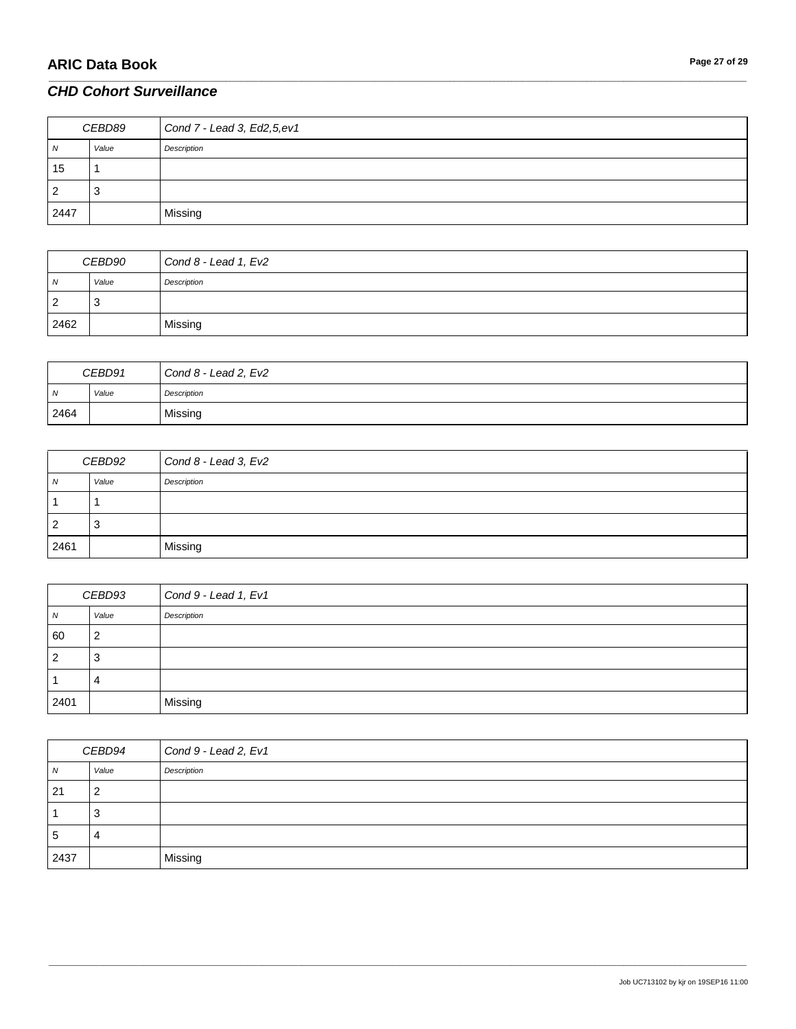## *CHD Cohort Surveillance*

| CEBD89 | | *Cond 7 - Lead 3, Ed2,5,ev1* |
|---|---|---|
| *N* | *Value* | *Description* |
| 15 | 1 | |
| 2 | 3 | |
| 2447 | | Missing |

| CEBD90 | | *Cond 8 - Lead 1, Ev2* |
|---|---|---|
| *N* | *Value* | *Description* |
| 2 | 3 | |
| 2462 | | Missing |

| CEBD91 | | *Cond 8 - Lead 2, Ev2* |
|---|---|---|
| *N* | *Value* | *Description* |
| 2464 | | Missing |

| CEBD92 | | *Cond 8 - Lead 3, Ev2* |
|---|---|---|
| *N* | *Value* | *Description* |
| 1 | 1 | |
| 2 | 3 | |
| 2461 | | Missing |

| CEBD93 | | *Cond 9 - Lead 1, Ev1* |
|---|---|---|
| *N* | *Value* | *Description* |
| 60 | 2 | |
| 2 | 3 | |
| 1 | 4 | |
| 2401 | | Missing |

| CEBD94 | | *Cond 9 - Lead 2, Ev1* |
|---|---|---|
| *N* | *Value* | *Description* |
| 21 | 2 | |
| 1 | 3 | |
| 5 | 4 | |
| 2437 | | Missing |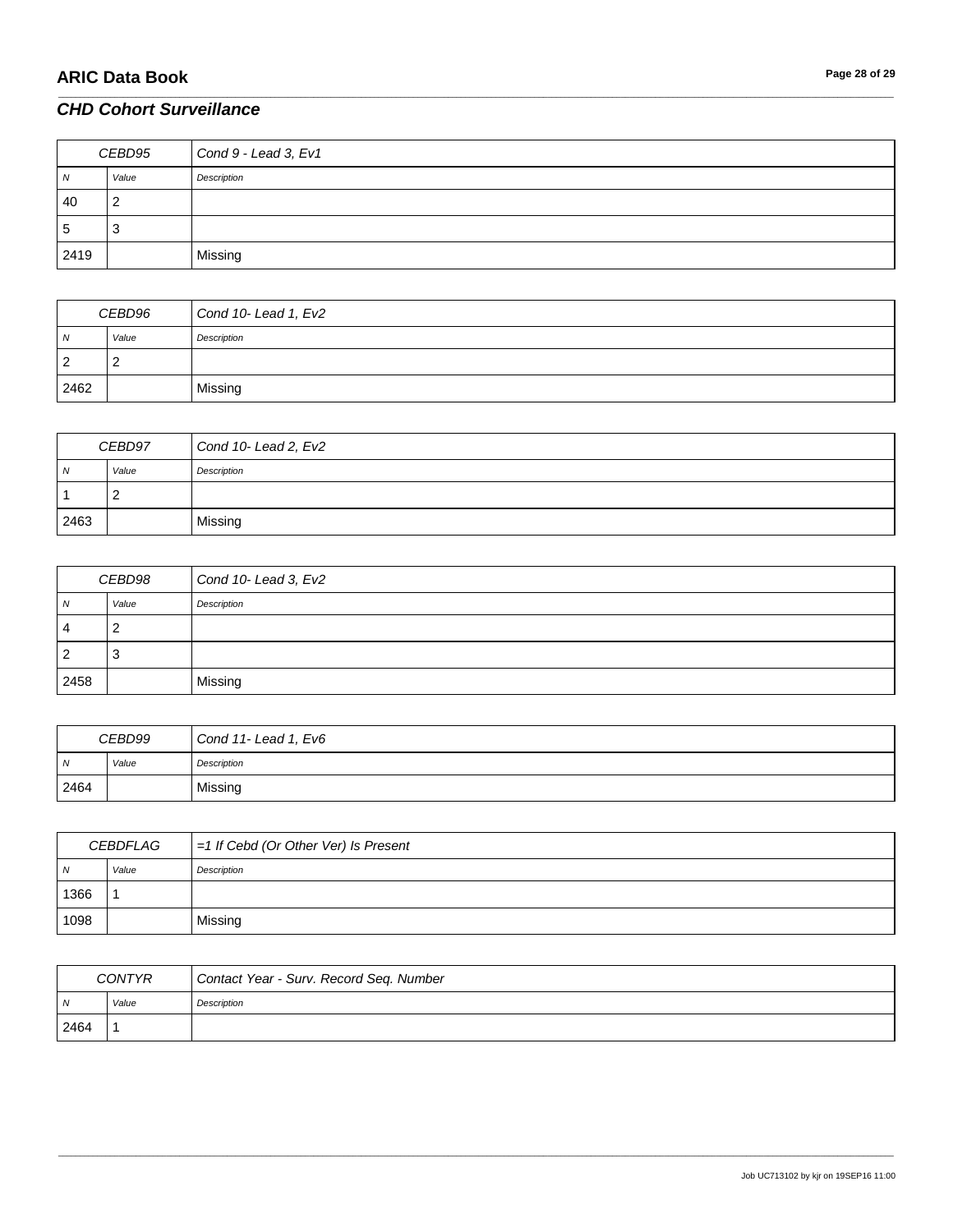## CHD Cohort Surveillance

| CEBD95 | | Cond 9 - Lead 3, Ev1 |
|---|---|---|
| N | Value | Description |
| 40 | 2 | |
| 5 | 3 | |
| 2419 | | Missing |

| CEBD96 | | Cond 10- Lead 1, Ev2 |
|---|---|---|
| N | Value | Description |
| 2 | 2 | |
| 2462 | | Missing |

| CEBD97 | | Cond 10- Lead 2, Ev2 |
|---|---|---|
| N | Value | Description |
| 1 | 2 | |
| 2463 | | Missing |

| CEBD98 | | Cond 10- Lead 3, Ev2 |
|---|---|---|
| N | Value | Description |
| 4 | 2 | |
| 2 | 3 | |
| 2458 | | Missing |

| CEBD99 | | Cond 11- Lead 1, Ev6 |
|---|---|---|
| N | Value | Description |
| 2464 | | Missing |

| CEBDFLAG | | =1 If Cebd (Or Other Ver) Is Present |
|---|---|---|
| N | Value | Description |
| 1366 | 1 | |
| 1098 | | Missing |

| CONTYR | | Contact Year - Surv. Record Seq. Number |
|---|---|---|
| N | Value | Description |
| 2464 | 1 | |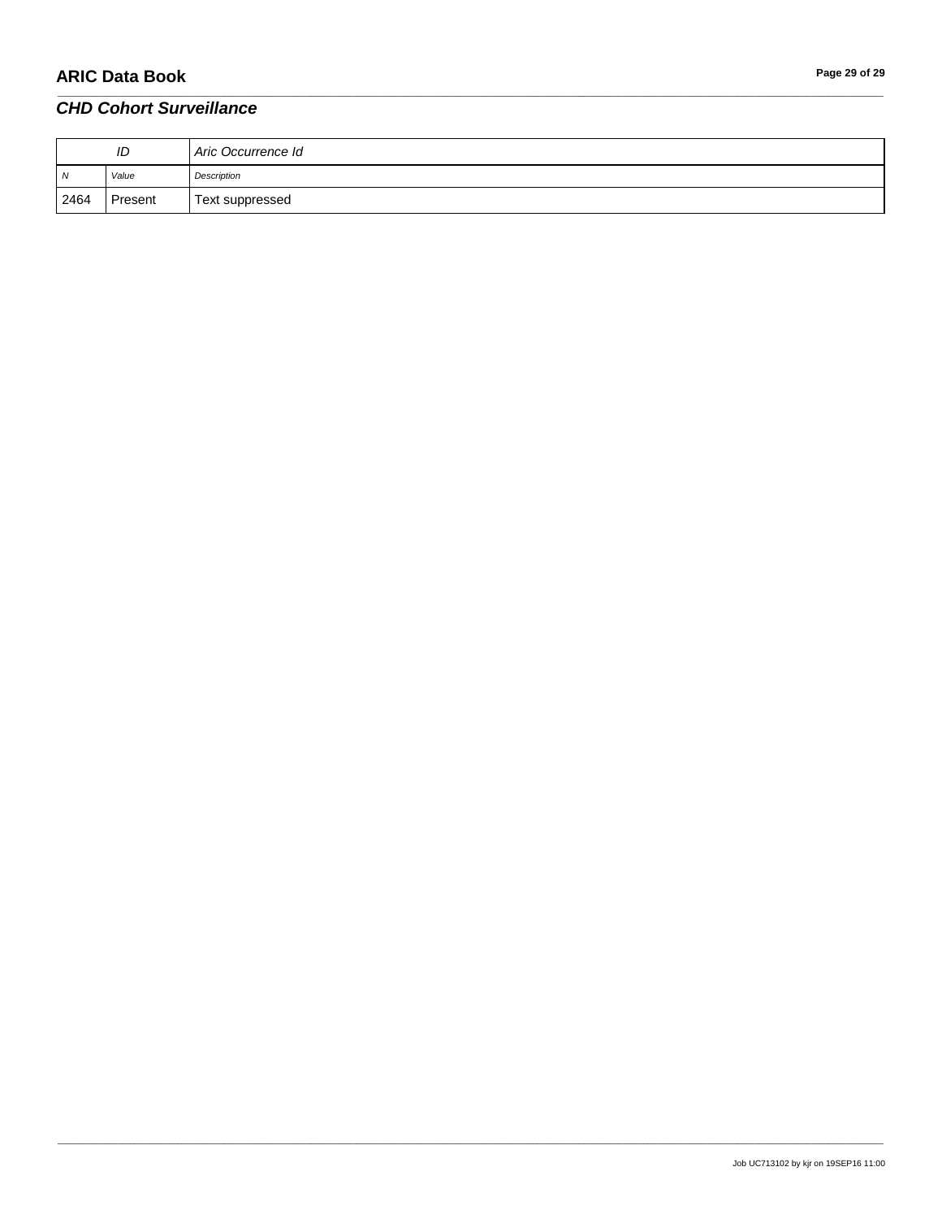## *CHD Cohort Surveillance*

| *ID* | | *Aric Occurrence Id* |
|---|---|---|
| *N* | *Value* | *Description* |
| 2464 | Present | Text suppressed |